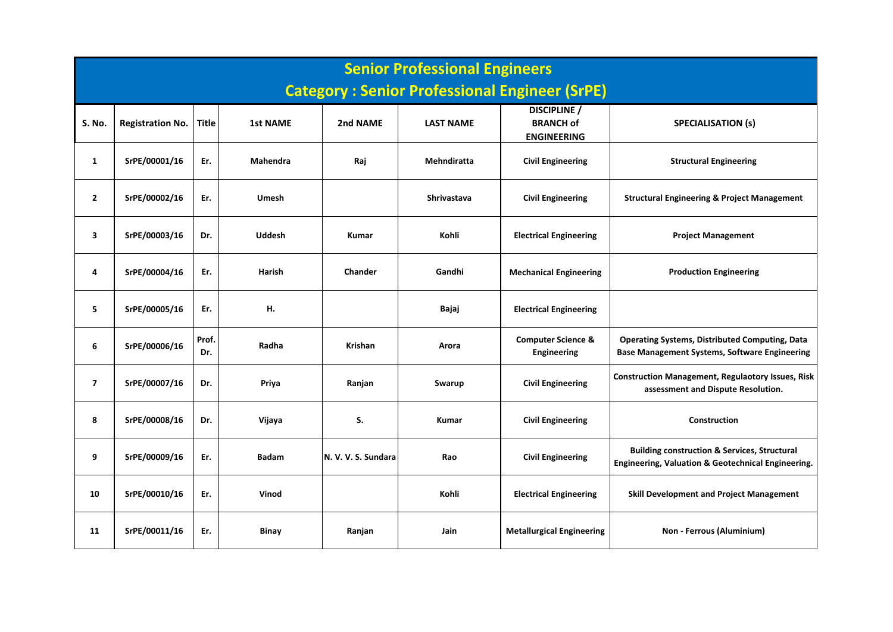# Senior Professional Engineers

## Category : Senior Professional Engineer (SrPE)

| S. No. | Registration No. | Title | 1st NAME | 2nd NAME | LAST NAME | DISCIPLINE / BRANCH of ENGINEERING | SPECIALISATION (s) |
|---|---|---|---|---|---|---|---|
| 1 | SrPE/00001/16 | Er. | Mahendra | Raj | Mehndiratta | Civil Engineering | Structural Engineering |
| 2 | SrPE/00002/16 | Er. | Umesh | | Shrivastava | Civil Engineering | Structural Engineering & Project Management |
| 3 | SrPE/00003/16 | Dr. | Uddesh | Kumar | Kohli | Electrical Engineering | Project Management |
| 4 | SrPE/00004/16 | Er. | Harish | Chander | Gandhi | Mechanical Engineering | Production Engineering |
| 5 | SrPE/00005/16 | Er. | H. | | Bajaj | Electrical Engineering | |
| 6 | SrPE/00006/16 | Prof. Dr. | Radha | Krishan | Arora | Computer Science & Engineering | Operating Systems, Distributed Computing, Data Base Management Systems, Software Engineering |
| 7 | SrPE/00007/16 | Dr. | Priya | Ranjan | Swarup | Civil Engineering | Construction Management, Regulaotory Issues, Risk assessment and Dispute Resolution. |
| 8 | SrPE/00008/16 | Dr. | Vijaya | S. | Kumar | Civil Engineering | Construction |
| 9 | SrPE/00009/16 | Er. | Badam | N. V. V. S. Sundara | Rao | Civil Engineering | Building construction & Services, Structural Engineering, Valuation & Geotechnical Engineering. |
| 10 | SrPE/00010/16 | Er. | Vinod | | Kohli | Electrical Engineering | Skill Development and Project Management |
| 11 | SrPE/00011/16 | Er. | Binay | Ranjan | Jain | Metallurgical Engineering | Non - Ferrous (Aluminium) |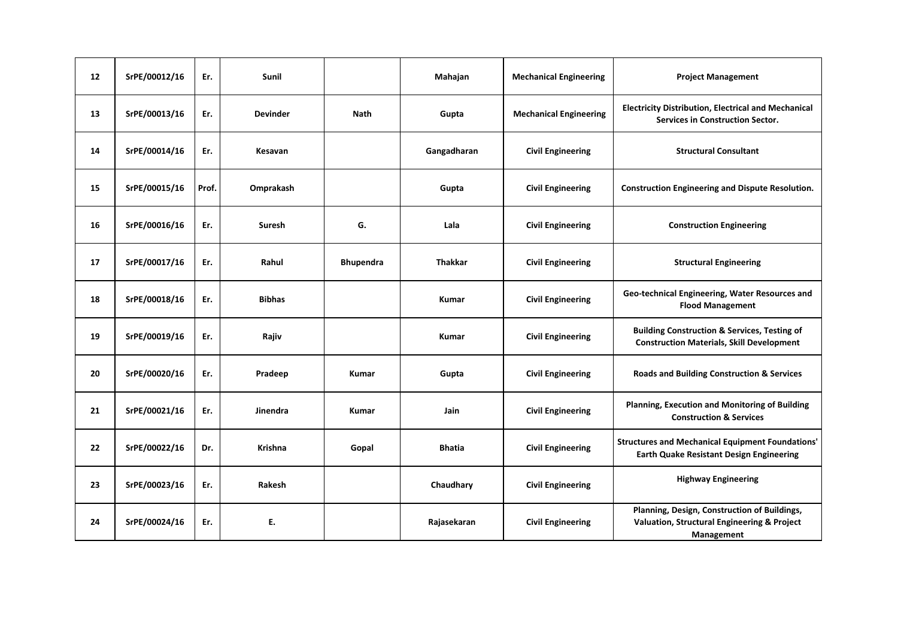| 12 | SrPE/00012/16 | Er. | Sunil | | Mahajan | Mechanical Engineering | Project Management |
|---|---|---|---|---|---|---|---|
| 13 | SrPE/00013/16 | Er. | Devinder | Nath | Gupta | Mechanical Engineering | Electricity Distribution, Electrical and Mechanical Services in Construction Sector. |
| 14 | SrPE/00014/16 | Er. | Kesavan | | Gangadharan | Civil Engineering | Structural Consultant |
| 15 | SrPE/00015/16 | Prof. | Omprakash | | Gupta | Civil Engineering | Construction Engineering and Dispute Resolution. |
| 16 | SrPE/00016/16 | Er. | Suresh | G. | Lala | Civil Engineering | Construction Engineering |
| 17 | SrPE/00017/16 | Er. | Rahul | Bhupendra | Thakkar | Civil Engineering | Structural Engineering |
| 18 | SrPE/00018/16 | Er. | Bibhas | | Kumar | Civil Engineering | Geo-technical Engineering, Water Resources and Flood Management |
| 19 | SrPE/00019/16 | Er. | Rajiv | | Kumar | Civil Engineering | Building Construction & Services, Testing of Construction Materials, Skill Development |
| 20 | SrPE/00020/16 | Er. | Pradeep | Kumar | Gupta | Civil Engineering | Roads and Building Construction & Services |
| 21 | SrPE/00021/16 | Er. | Jinendra | Kumar | Jain | Civil Engineering | Planning, Execution and Monitoring of Building Construction & Services |
| 22 | SrPE/00022/16 | Dr. | Krishna | Gopal | Bhatia | Civil Engineering | Structures and Mechanical Equipment Foundations' Earth Quake Resistant Design Engineering |
| 23 | SrPE/00023/16 | Er. | Rakesh | | Chaudhary | Civil Engineering | Highway Engineering |
| 24 | SrPE/00024/16 | Er. | E. | | Rajasekaran | Civil Engineering | Planning, Design, Construction of Buildings, Valuation, Structural Engineering & Project Management |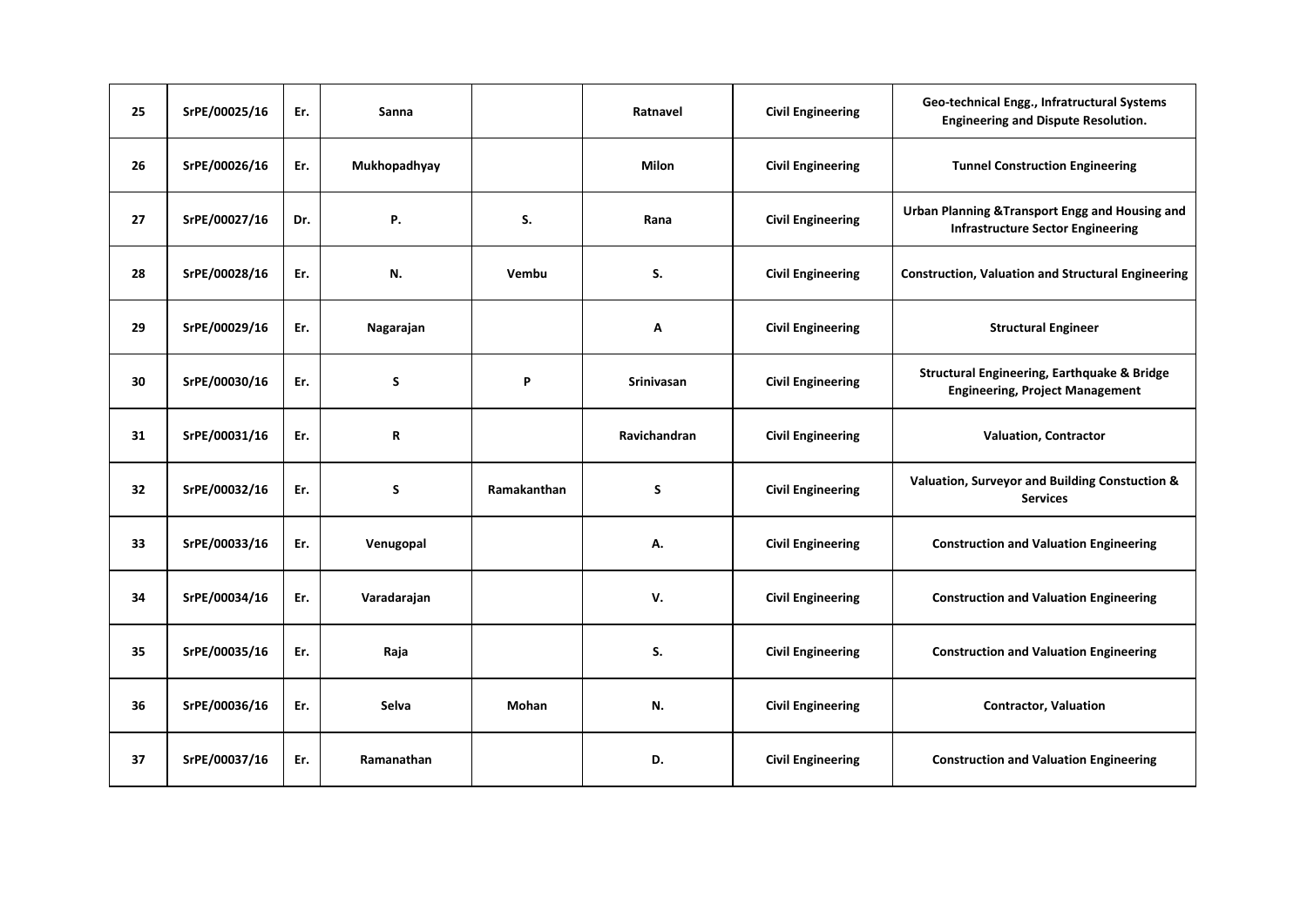| 25 | SrPE/00025/16 | Er. | Sanna | | Ratnavel | Civil Engineering | Geo-technical Engg., Infratructural Systems Engineering and Dispute Resolution. |
|---|---|---|---|---|---|---|---|
| 26 | SrPE/00026/16 | Er. | Mukhopadhyay | | Milon | Civil Engineering | Tunnel Construction Engineering |
| 27 | SrPE/00027/16 | Dr. | P. | S. | Rana | Civil Engineering | Urban Planning &Transport Engg and Housing and Infrastructure Sector Engineering |
| 28 | SrPE/00028/16 | Er. | N. | Vembu | S. | Civil Engineering | Construction, Valuation and Structural Engineering |
| 29 | SrPE/00029/16 | Er. | Nagarajan | | A | Civil Engineering | Structural Engineer |
| 30 | SrPE/00030/16 | Er. | S | P | Srinivasan | Civil Engineering | Structural Engineering, Earthquake & Bridge Engineering, Project Management |
| 31 | SrPE/00031/16 | Er. | R | | Ravichandran | Civil Engineering | Valuation, Contractor |
| 32 | SrPE/00032/16 | Er. | S | Ramakanthan | S | Civil Engineering | Valuation, Surveyor and Building Констuction & Services |
| 33 | SrPE/00033/16 | Er. | Venugopal | | A. | Civil Engineering | Construction and Valuation Engineering |
| 34 | SrPE/00034/16 | Er. | Varadarajan | | V. | Civil Engineering | Construction and Valuation Engineering |
| 35 | SrPE/00035/16 | Er. | Raja | | S. | Civil Engineering | Construction and Valuation Engineering |
| 36 | SrPE/00036/16 | Er. | Selva | Mohan | N. | Civil Engineering | Contractor, Valuation |
| 37 | SrPE/00037/16 | Er. | Ramanathan | | D. | Civil Engineering | Construction and Valuation Engineering |

| 25 | SrPE/00025/16 | Er. | Sanna | | Ratnavel | Civil Engineering | Geo-technical Engg., Infratructural Systems Engineering and Dispute Resolution. |
|---|---|---|---|---|---|---|---|
| 26 | SrPE/00026/16 | Er. | Mukhopadhyay | | Milon | Civil Engineering | Tunnel Construction Engineering |
| 27 | SrPE/00027/16 | Dr. | P. | S. | Rana | Civil Engineering | Urban Planning &Transport Engg and Housing and Infrastructure Sector Engineering |
| 28 | SrPE/00028/16 | Er. | N. | Vembu | S. | Civil Engineering | Construction, Valuation and Structural Engineering |
| 29 | SrPE/00029/16 | Er. | Nagarajan | | A | Civil Engineering | Structural Engineer |
| 30 | SrPE/00030/16 | Er. | S | P | Srinivasan | Civil Engineering | Structural Engineering, Earthquake & Bridge Engineering, Project Management |
| 31 | SrPE/00031/16 | Er. | R | | Ravichandran | Civil Engineering | Valuation, Contractor |
| 32 | SrPE/00032/16 | Er. | S | Ramakanthan | S | Civil Engineering | Valuation, Surveyor and Building Constuction & Services |
| 33 | SrPE/00033/16 | Er. | Venugopal | | A. | Civil Engineering | Construction and Valuation Engineering |
| 34 | SrPE/00034/16 | Er. | Varadarajan | | V. | Civil Engineering | Construction and Valuation Engineering |
| 35 | SrPE/00035/16 | Er. | Raja | | S. | Civil Engineering | Construction and Valuation Engineering |
| 36 | SrPE/00036/16 | Er. | Selva | Mohan | N. | Civil Engineering | Contractor, Valuation |
| 37 | SrPE/00037/16 | Er. | Ramanathan | | D. | Civil Engineering | Construction and Valuation Engineering |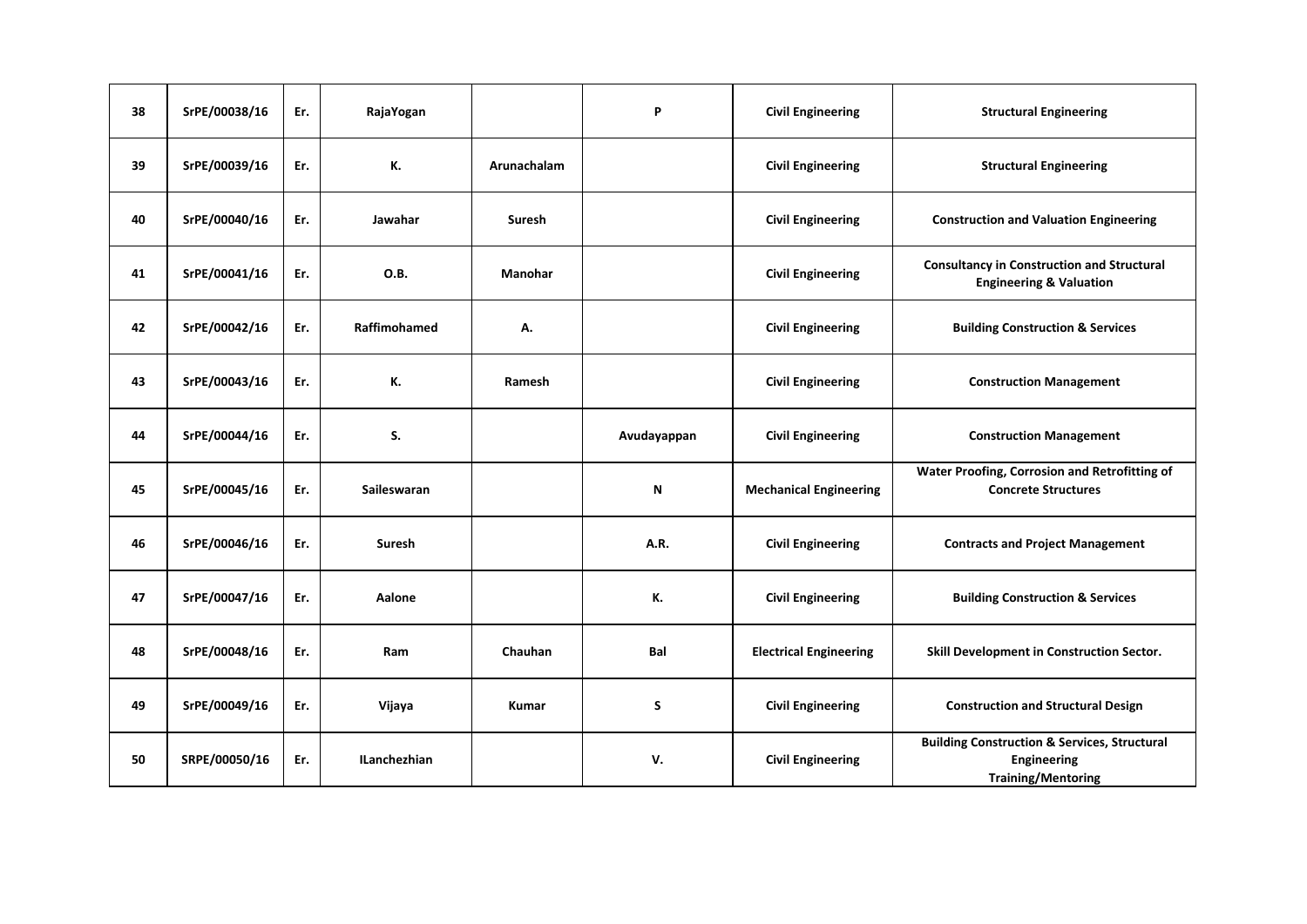| 38 | SrPE/00038/16 | Er. | RajaYogan | | P | Civil Engineering | Structural Engineering |
|---|---|---|---|---|---|---|---|
| 39 | SrPE/00039/16 | Er. | K. | Arunachalam | | Civil Engineering | Structural Engineering |
| 40 | SrPE/00040/16 | Er. | Jawahar | Suresh | | Civil Engineering | Construction and Valuation Engineering |
| 41 | SrPE/00041/16 | Er. | O.B. | Manohar | | Civil Engineering | Consultancy in Construction and Structural Engineering & Valuation |
| 42 | SrPE/00042/16 | Er. | Raffimohamed | A. | | Civil Engineering | Building Construction & Services |
| 43 | SrPE/00043/16 | Er. | K. | Ramesh | | Civil Engineering | Construction Management |
| 44 | SrPE/00044/16 | Er. | S. | | Avudayappan | Civil Engineering | Construction Management |
| 45 | SrPE/00045/16 | Er. | Saileswaran | | N | Mechanical Engineering | Water Proofing, Corrosion and Retrofitting of Concrete Structures |
| 46 | SrPE/00046/16 | Er. | Suresh | | A.R. | Civil Engineering | Contracts and Project Management |
| 47 | SrPE/00047/16 | Er. | Aalone | | K. | Civil Engineering | Building Construction & Services |
| 48 | SrPE/00048/16 | Er. | Ram | Chauhan | Bal | Electrical Engineering | Skill Development in Construction Sector. |
| 49 | SrPE/00049/16 | Er. | Vijaya | Kumar | S | Civil Engineering | Construction and Structural Design |
| 50 | SRPE/00050/16 | Er. | ILanchezhian | | V. | Civil Engineering | Building Construction & Services, Structural Engineering Training/Mentoring |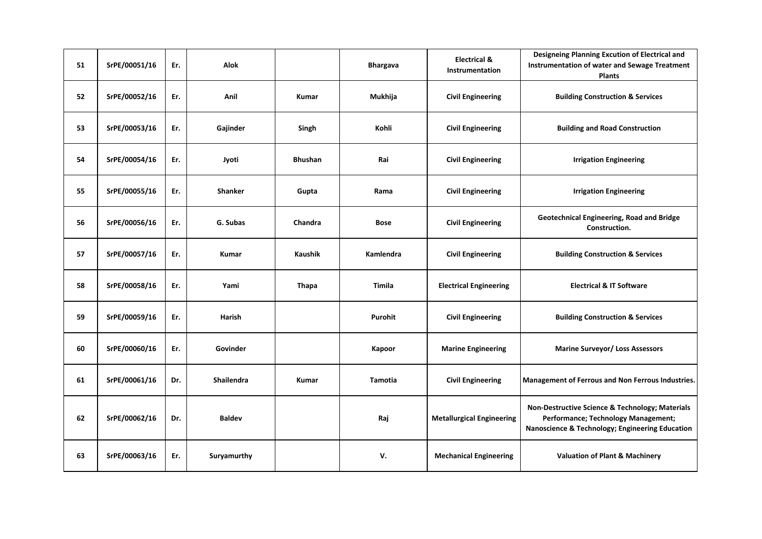| 51 | SrPE/00051/16 | Er. | Alok | | Bhargava | Electrical & Instrumentation | Designeing Planning Excution of Electrical and Instrumentation of water and Sewage Treatment Plants |
|---|---|---|---|---|---|---|---|
| 52 | SrPE/00052/16 | Er. | Anil | Kumar | Mukhija | Civil Engineering | Building Construction & Services |
| 53 | SrPE/00053/16 | Er. | Gajinder | Singh | Kohli | Civil Engineering | Building and Road Construction |
| 54 | SrPE/00054/16 | Er. | Jyoti | Bhushan | Rai | Civil Engineering | Irrigation Engineering |
| 55 | SrPE/00055/16 | Er. | Shanker | Gupta | Rama | Civil Engineering | Irrigation Engineering |
| 56 | SrPE/00056/16 | Er. | G. Subas | Chandra | Bose | Civil Engineering | Geotechnical Engineering, Road and Bridge Construction. |
| 57 | SrPE/00057/16 | Er. | Kumar | Kaushik | Kamlendra | Civil Engineering | Building Construction & Services |
| 58 | SrPE/00058/16 | Er. | Yami | Thapa | Timila | Electrical Engineering | Electrical & IT Software |
| 59 | SrPE/00059/16 | Er. | Harish | | Purohit | Civil Engineering | Building Construction & Services |
| 60 | SrPE/00060/16 | Er. | Govinder | | Kapoor | Marine Engineering | Marine Surveyor/ Loss Assessors |
| 61 | SrPE/00061/16 | Dr. | Shailendra | Kumar | Tamotia | Civil Engineering | Management of Ferrous and Non Ferrous Industries. |
| 62 | SrPE/00062/16 | Dr. | Baldev | | Raj | Metallurgical Engineering | Non-Destructive Science & Technology; Materials Performance; Technology Management; Nanoscience & Technology; Engineering Education |
| 63 | SrPE/00063/16 | Er. | Suryamurthy | | V. | Mechanical Engineering | Valuation of Plant & Machinery |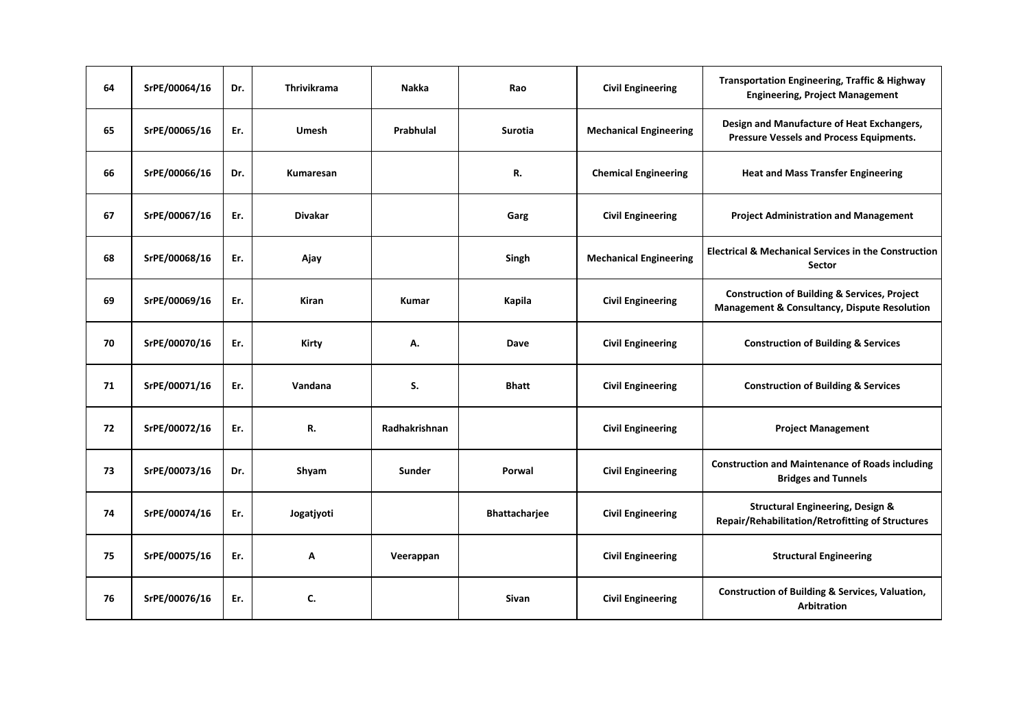| 64 | SrPE/00064/16 | Dr. | Thrivikrama | Nakka | Rao | Civil Engineering | Transportation Engineering, Traffic & Highway Engineering, Project Management |
|---|---|---|---|---|---|---|---|
| 65 | SrPE/00065/16 | Er. | Umesh | Prabhulal | Surotia | Mechanical Engineering | Design and Manufacture of Heat Exchangers, Pressure Vessels and Process Equipments. |
| 66 | SrPE/00066/16 | Dr. | Kumaresan | | R. | Chemical Engineering | Heat and Mass Transfer Engineering |
| 67 | SrPE/00067/16 | Er. | Divakar | | Garg | Civil Engineering | Project Administration and Management |
| 68 | SrPE/00068/16 | Er. | Ajay | | Singh | Mechanical Engineering | Electrical & Mechanical Services in the Construction Sector |
| 69 | SrPE/00069/16 | Er. | Kiran | Kumar | Kapila | Civil Engineering | Construction of Building & Services, Project Management & Consultancy, Dispute Resolution |
| 70 | SrPE/00070/16 | Er. | Kirty | A. | Dave | Civil Engineering | Construction of Building & Services |
| 71 | SrPE/00071/16 | Er. | Vandana | S. | Bhatt | Civil Engineering | Construction of Building & Services |
| 72 | SrPE/00072/16 | Er. | R. | Radhakrishnan | | Civil Engineering | Project Management |
| 73 | SrPE/00073/16 | Dr. | Shyam | Sunder | Porwal | Civil Engineering | Construction and Maintenance of Roads including Bridges and Tunnels |
| 74 | SrPE/00074/16 | Er. | Jogatjyoti | | Bhattacharjee | Civil Engineering | Structural Engineering, Design & Repair/Rehabilitation/Retrofitting of Structures |
| 75 | SrPE/00075/16 | Er. | A | Veerappan | | Civil Engineering | Structural Engineering |
| 76 | SrPE/00076/16 | Er. | C. | | Sivan | Civil Engineering | Construction of Building & Services, Valuation, Arbitration |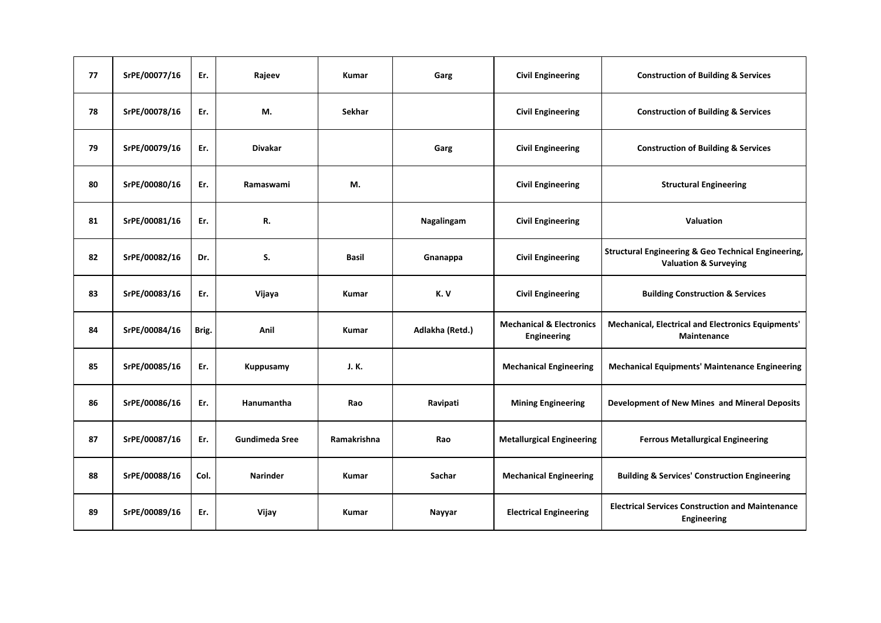| | | | | | | | |
|---|---|---|---|---|---|---|---|
| **77** | **SrPE/00077/16** | **Er.** | **Rajeev** | **Kumar** | **Garg** | **Civil Engineering** | **Construction of Building & Services** |
| **78** | **SrPE/00078/16** | **Er.** | **M.** | **Sekhar** | | **Civil Engineering** | **Construction of Building & Services** |
| **79** | **SrPE/00079/16** | **Er.** | **Divakar** | | **Garg** | **Civil Engineering** | **Construction of Building & Services** |
| **80** | **SrPE/00080/16** | **Er.** | **Ramaswami** | **M.** | | **Civil Engineering** | **Structural Engineering** |
| **81** | **SrPE/00081/16** | **Er.** | **R.** | | **Nagalingam** | **Civil Engineering** | **Valuation** |
| **82** | **SrPE/00082/16** | **Dr.** | **S.** | **Basil** | **Gnanappa** | **Civil Engineering** | **Structural Engineering & Geo Technical Engineering, Valuation & Surveying** |
| **83** | **SrPE/00083/16** | **Er.** | **Vijaya** | **Kumar** | **K. V** | **Civil Engineering** | **Building Construction & Services** |
| **84** | **SrPE/00084/16** | **Brig.** | **Anil** | **Kumar** | **Adlakha (Retd.)** | **Mechanical & Electronics Engineering** | **Mechanical, Electrical and Electronics Equipments' Maintenance** |
| **85** | **SrPE/00085/16** | **Er.** | **Kuppusamy** | **J. K.** | | **Mechanical Engineering** | **Mechanical Equipments' Maintenance Engineering** |
| **86** | **SrPE/00086/16** | **Er.** | **Hanumantha** | **Rao** | **Ravipati** | **Mining Engineering** | **Development of New Mines and Mineral Deposits** |
| **87** | **SrPE/00087/16** | **Er.** | **Gundimeda Sree** | **Ramakrishna** | **Rao** | **Metallurgical Engineering** | **Ferrous Metallurgical Engineering** |
| **88** | **SrPE/00088/16** | **Col.** | **Narinder** | **Kumar** | **Sachar** | **Mechanical Engineering** | **Building & Services' Construction Engineering** |
| **89** | **SrPE/00089/16** | **Er.** | **Vijay** | **Kumar** | **Nayyar** | **Electrical Engineering** | **Electrical Services Construction and Maintenance Engineering** |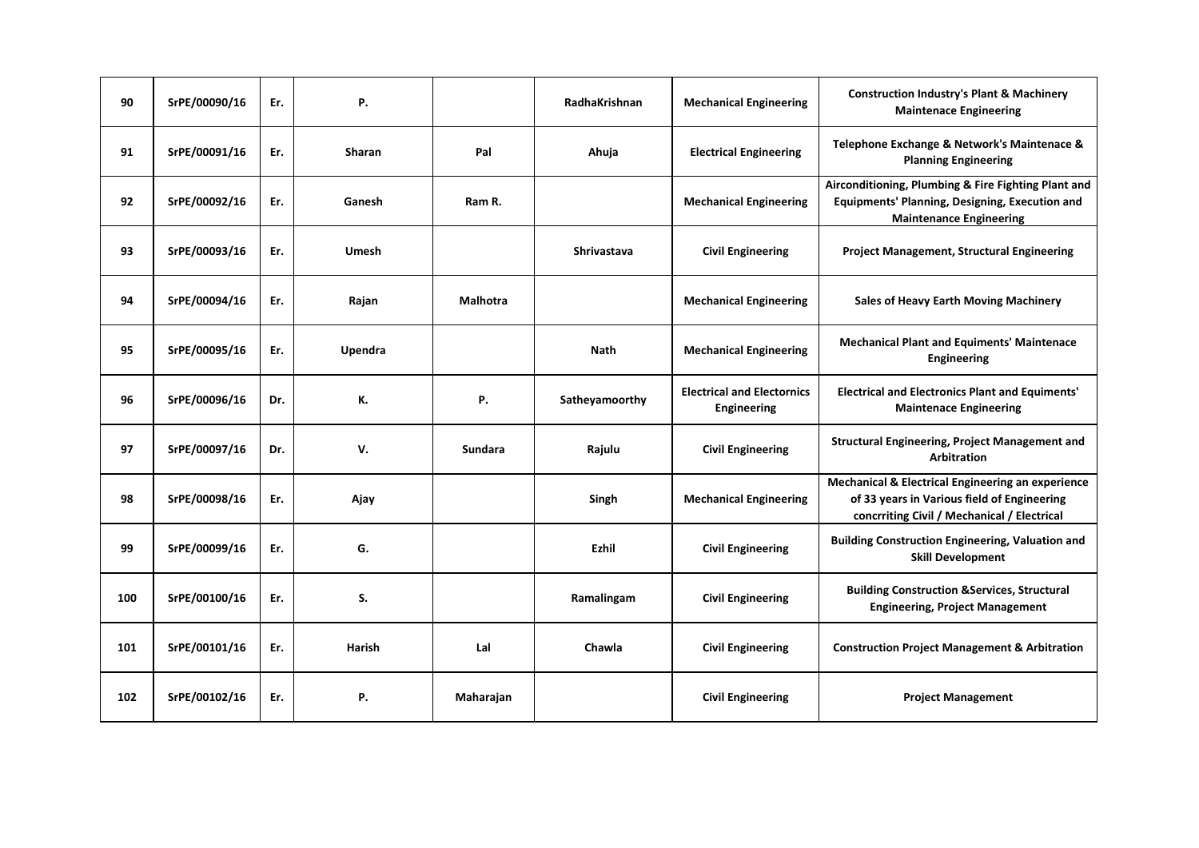| 90 | SrPE/00090/16 | Er. | P. | | RadhaKrishnan | Mechanical Engineering | Construction Industry's Plant & Machinery Maintenace Engineering |
|---|---|---|---|---|---|---|---|
| 91 | SrPE/00091/16 | Er. | Sharan | Pal | Ahuja | Electrical Engineering | Telephone Exchange & Network's Maintenace & Planning Engineering |
| 92 | SrPE/00092/16 | Er. | Ganesh | Ram R. | | Mechanical Engineering | Airconditioning, Plumbing & Fire Fighting Plant and Equipments' Planning, Designing, Execution and Maintenance Engineering |
| 93 | SrPE/00093/16 | Er. | Umesh | | Shrivastava | Civil Engineering | Project Management, Structural Engineering |
| 94 | SrPE/00094/16 | Er. | Rajan | Malhotra | | Mechanical Engineering | Sales of Heavy Earth Moving Machinery |
| 95 | SrPE/00095/16 | Er. | Upendra | | Nath | Mechanical Engineering | Mechanical Plant and Equiments' Maintenace Engineering |
| 96 | SrPE/00096/16 | Dr. | K. | P. | Satheyamoorthy | Electrical and Electornics Engineering | Electrical and Electronics Plant and Equiments' Maintenace Engineering |
| 97 | SrPE/00097/16 | Dr. | V. | Sundara | Rajulu | Civil Engineering | Structural Engineering, Project Management and Arbitration |
| 98 | SrPE/00098/16 | Er. | Ajay | | Singh | Mechanical Engineering | Mechanical & Electrical Engineering an experience of 33 years in Various field of Engineering concrriting Civil / Mechanical / Electrical |
| 99 | SrPE/00099/16 | Er. | G. | | Ezhil | Civil Engineering | Building Construction Engineering, Valuation and Skill Development |
| 100 | SrPE/00100/16 | Er. | S. | | Ramalingam | Civil Engineering | Building Construction &Services, Structural Engineering, Project Management |
| 101 | SrPE/00101/16 | Er. | Harish | Lal | Chawla | Civil Engineering | Construction Project Management & Arbitration |
| 102 | SrPE/00102/16 | Er. | P. | Maharajan | | Civil Engineering | Project Management |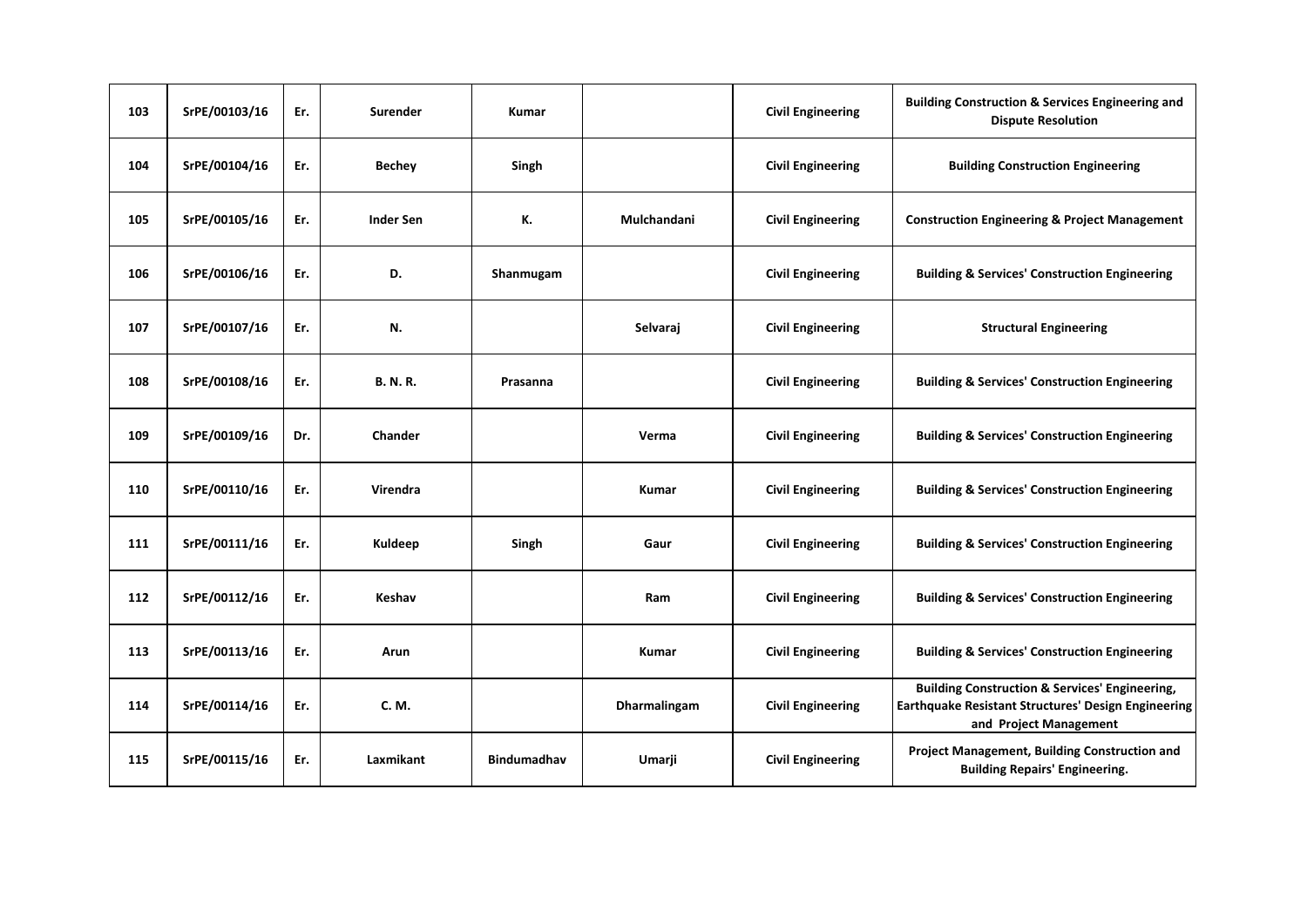| | | | | | | | |
|---|---|---|---|---|---|---|---|
| 103 | SrPE/00103/16 | Er. | Surender | Kumar | | Civil Engineering | Building Construction & Services Engineering and Dispute Resolution |
| 104 | SrPE/00104/16 | Er. | Bechey | Singh | | Civil Engineering | Building Construction Engineering |
| 105 | SrPE/00105/16 | Er. | Inder Sen | K. | Mulchandani | Civil Engineering | Construction Engineering & Project Management |
| 106 | SrPE/00106/16 | Er. | D. | Shanmugam | | Civil Engineering | Building & Services' Construction Engineering |
| 107 | SrPE/00107/16 | Er. | N. | | Selvaraj | Civil Engineering | Structural Engineering |
| 108 | SrPE/00108/16 | Er. | B. N. R. | Prasanna | | Civil Engineering | Building & Services' Construction Engineering |
| 109 | SrPE/00109/16 | Dr. | Chander | | Verma | Civil Engineering | Building & Services' Construction Engineering |
| 110 | SrPE/00110/16 | Er. | Virendra | | Kumar | Civil Engineering | Building & Services' Construction Engineering |
| 111 | SrPE/00111/16 | Er. | Kuldeep | Singh | Gaur | Civil Engineering | Building & Services' Construction Engineering |
| 112 | SrPE/00112/16 | Er. | Keshav | | Ram | Civil Engineering | Building & Services' Construction Engineering |
| 113 | SrPE/00113/16 | Er. | Arun | | Kumar | Civil Engineering | Building & Services' Construction Engineering |
| 114 | SrPE/00114/16 | Er. | C. M. | | Dharmalingam | Civil Engineering | Building Construction & Services' Engineering, Earthquake Resistant Structures' Design Engineering and Project Management |
| 115 | SrPE/00115/16 | Er. | Laxmikant | Bindumadhav | Umarji | Civil Engineering | Project Management, Building Construction and Building Repairs' Engineering. |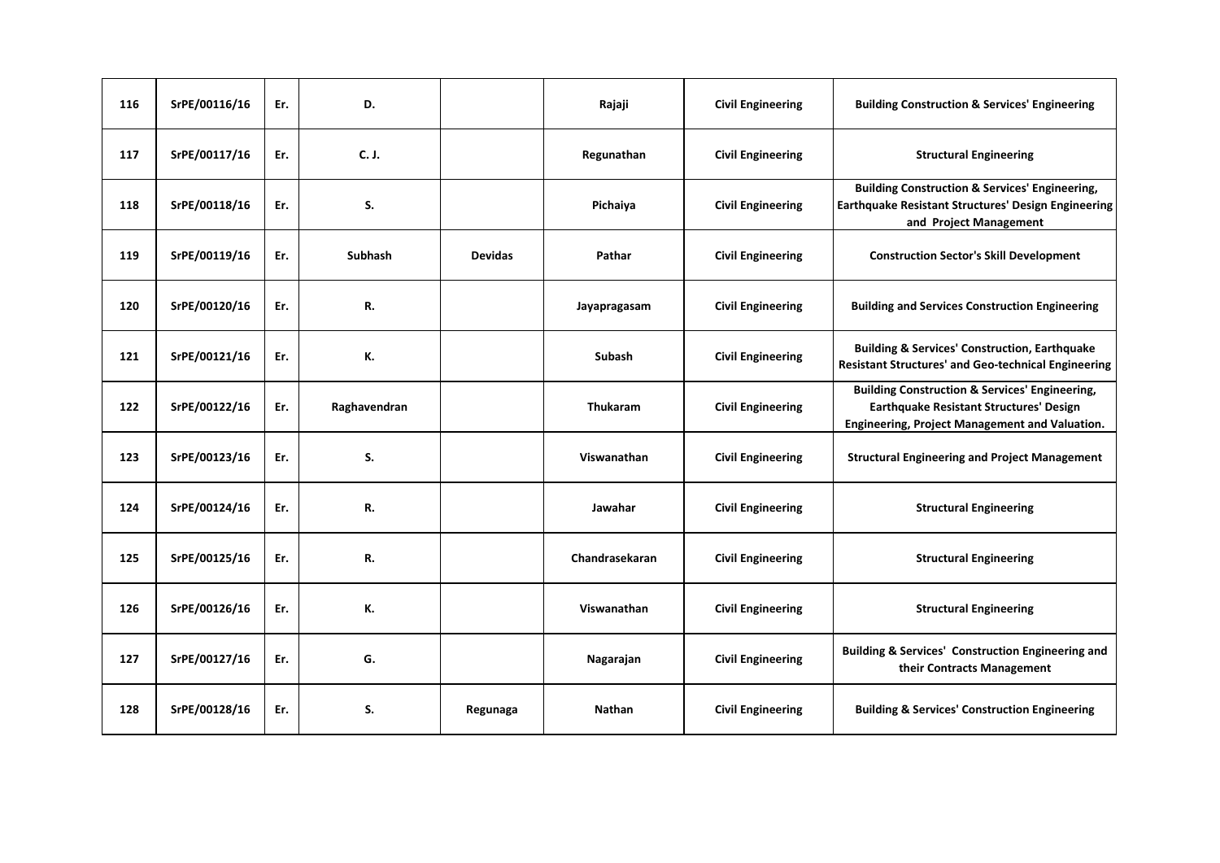| 116 | SrPE/00116/16 | Er. | D. | | Rajaji | Civil Engineering | Building Construction & Services' Engineering |
|---|---|---|---|---|---|---|---|
| 117 | SrPE/00117/16 | Er. | C. J. | | Regunathan | Civil Engineering | Structural Engineering |
| 118 | SrPE/00118/16 | Er. | S. | | Pichaiya | Civil Engineering | Building Construction & Services' Engineering, Earthquake Resistant Structures' Design Engineering and Project Management |
| 119 | SrPE/00119/16 | Er. | Subhash | Devidas | Pathar | Civil Engineering | Construction Sector's Skill Development |
| 120 | SrPE/00120/16 | Er. | R. | | Jayapragasam | Civil Engineering | Building and Services Construction Engineering |
| 121 | SrPE/00121/16 | Er. | K. | | Subash | Civil Engineering | Building & Services' Construction, Earthquake Resistant Structures' and Geo-technical Engineering |
| 122 | SrPE/00122/16 | Er. | Raghavendran | | Thukaram | Civil Engineering | Building Construction & Services' Engineering, Earthquake Resistant Structures' Design Engineering, Project Management and Valuation. |
| 123 | SrPE/00123/16 | Er. | S. | | Viswanathan | Civil Engineering | Structural Engineering and Project Management |
| 124 | SrPE/00124/16 | Er. | R. | | Jawahar | Civil Engineering | Structural Engineering |
| 125 | SrPE/00125/16 | Er. | R. | | Chandrasekaran | Civil Engineering | Structural Engineering |
| 126 | SrPE/00126/16 | Er. | K. | | Viswanathan | Civil Engineering | Structural Engineering |
| 127 | SrPE/00127/16 | Er. | G. | | Nagarajan | Civil Engineering | Building & Services' Construction Engineering and their Contracts Management |
| 128 | SrPE/00128/16 | Er. | S. | Regunaga | Nathan | Civil Engineering | Building & Services' Construction Engineering |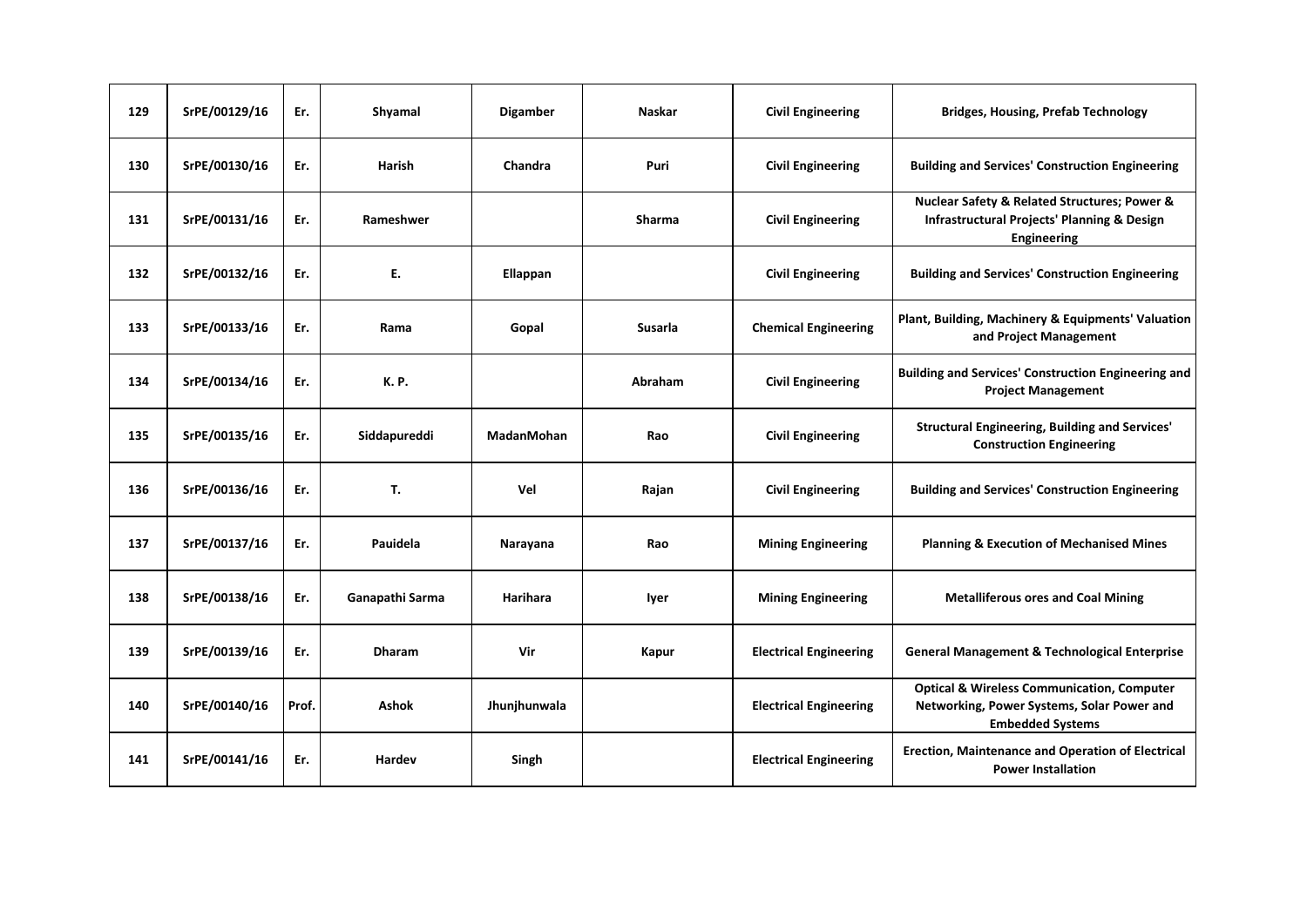| 129 | SrPE/00129/16 | Er. | Shyamal | Digamber | Naskar | Civil Engineering | Bridges, Housing, Prefab Technology |
|---|---|---|---|---|---|---|---|
| 130 | SrPE/00130/16 | Er. | Harish | Chandra | Puri | Civil Engineering | Building and Services' Construction Engineering |
| 131 | SrPE/00131/16 | Er. | Rameshwer | | Sharma | Civil Engineering | Nuclear Safety & Related Structures; Power & Infrastructural Projects' Planning & Design Engineering |
| 132 | SrPE/00132/16 | Er. | E. | Ellappan | | Civil Engineering | Building and Services' Construction Engineering |
| 133 | SrPE/00133/16 | Er. | Rama | Gopal | Susarla | Chemical Engineering | Plant, Building, Machinery & Equipments' Valuation and Project Management |
| 134 | SrPE/00134/16 | Er. | K. P. | | Abraham | Civil Engineering | Building and Services' Construction Engineering and Project Management |
| 135 | SrPE/00135/16 | Er. | Siddapureddi | MadanMohan | Rao | Civil Engineering | Structural Engineering, Building and Services' Construction Engineering |
| 136 | SrPE/00136/16 | Er. | T. | Vel | Rajan | Civil Engineering | Building and Services' Construction Engineering |
| 137 | SrPE/00137/16 | Er. | Pauidela | Narayana | Rao | Mining Engineering | Planning & Execution of Mechanised Mines |
| 138 | SrPE/00138/16 | Er. | Ganapathi Sarma | Harihara | Iyer | Mining Engineering | Metalliferous ores and Coal Mining |
| 139 | SrPE/00139/16 | Er. | Dharam | Vir | Kapur | Electrical Engineering | General Management & Technological Enterprise |
| 140 | SrPE/00140/16 | Prof. | Ashok | Jhunjhunwala | | Electrical Engineering | Optical & Wireless Communication, Computer Networking, Power Systems, Solar Power and Embedded Systems |
| 141 | SrPE/00141/16 | Er. | Hardev | Singh | | Electrical Engineering | Erection, Maintenance and Operation of Electrical Power Installation |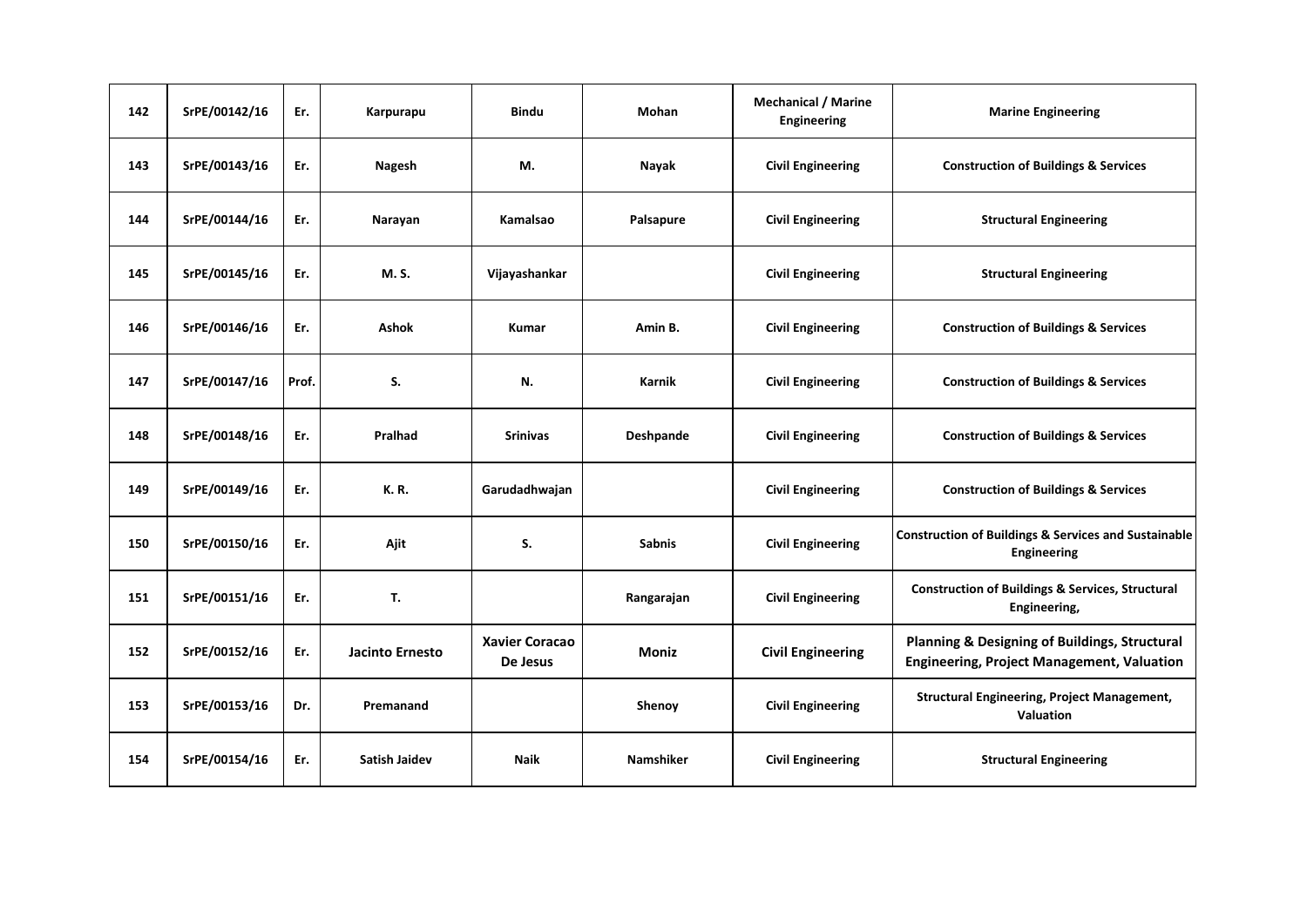| 142 | SrPE/00142/16 | Er. | Karpurapu | Bindu | Mohan | Mechanical / Marine Engineering | Marine Engineering |
|---|---|---|---|---|---|---|---|
| 143 | SrPE/00143/16 | Er. | Nagesh | M. | Nayak | Civil Engineering | Construction of Buildings & Services |
| 144 | SrPE/00144/16 | Er. | Narayan | Kamalsao | Palsapure | Civil Engineering | Structural Engineering |
| 145 | SrPE/00145/16 | Er. | M. S. | Vijayashankar | | Civil Engineering | Structural Engineering |
| 146 | SrPE/00146/16 | Er. | Ashok | Kumar | Amin B. | Civil Engineering | Construction of Buildings & Services |
| 147 | SrPE/00147/16 | Prof. | S. | N. | Karnik | Civil Engineering | Construction of Buildings & Services |
| 148 | SrPE/00148/16 | Er. | Pralhad | Srinivas | Deshpande | Civil Engineering | Construction of Buildings & Services |
| 149 | SrPE/00149/16 | Er. | K. R. | Garudadhwajan | | Civil Engineering | Construction of Buildings & Services |
| 150 | SrPE/00150/16 | Er. | Ajit | S. | Sabnis | Civil Engineering | Construction of Buildings & Services and Sustainable Engineering |
| 151 | SrPE/00151/16 | Er. | T. | | Rangarajan | Civil Engineering | Construction of Buildings & Services, Structural Engineering, |
| 152 | SrPE/00152/16 | Er. | Jacinto Ernesto | Xavier Coracao De Jesus | Moniz | Civil Engineering | Planning & Designing of Buildings, Structural Engineering, Project Management, Valuation |
| 153 | SrPE/00153/16 | Dr. | Premanand | | Shenoy | Civil Engineering | Structural Engineering, Project Management, Valuation |
| 154 | SrPE/00154/16 | Er. | Satish Jaidev | Naik | Namshiker | Civil Engineering | Structural Engineering |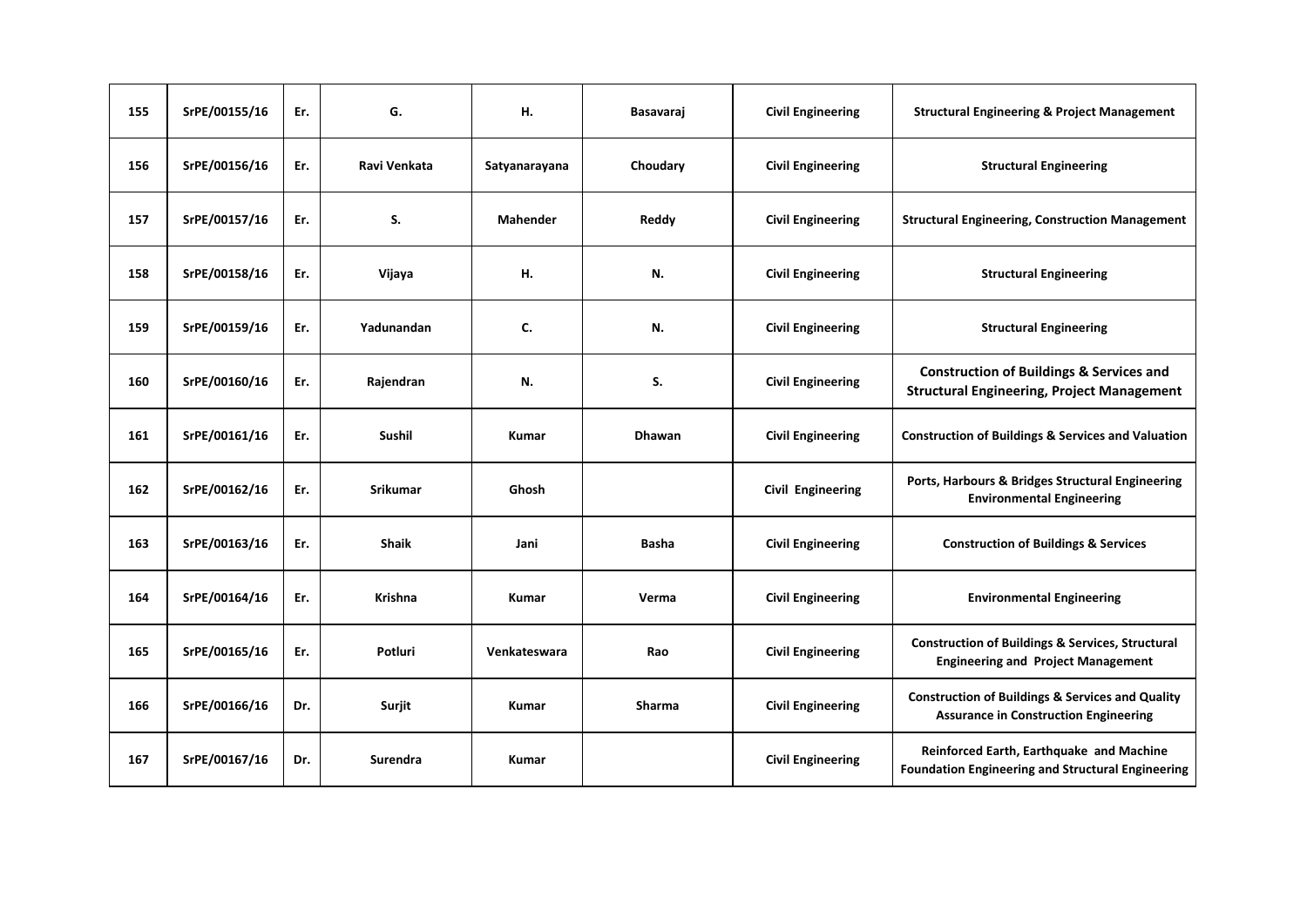| 155 | SrPE/00155/16 | Er. | G. | H. | Basavaraj | Civil Engineering | Structural Engineering & Project Management |
|---|---|---|---|---|---|---|---|
| 156 | SrPE/00156/16 | Er. | Ravi Venkata | Satyanarayana | Choudary | Civil Engineering | Structural Engineering |
| 157 | SrPE/00157/16 | Er. | S. | Mahender | Reddy | Civil Engineering | Structural Engineering, Construction Management |
| 158 | SrPE/00158/16 | Er. | Vijaya | H. | N. | Civil Engineering | Structural Engineering |
| 159 | SrPE/00159/16 | Er. | Yadunandan | C. | N. | Civil Engineering | Structural Engineering |
| 160 | SrPE/00160/16 | Er. | Rajendran | N. | S. | Civil Engineering | Construction of Buildings & Services and Structural Engineering, Project Management |
| 161 | SrPE/00161/16 | Er. | Sushil | Kumar | Dhawan | Civil Engineering | Construction of Buildings & Services and Valuation |
| 162 | SrPE/00162/16 | Er. | Srikumar | Ghosh | | Civil Engineering | Ports, Harbours & Bridges Structural Engineering Environmental Engineering |
| 163 | SrPE/00163/16 | Er. | Shaik | Jani | Basha | Civil Engineering | Construction of Buildings & Services |
| 164 | SrPE/00164/16 | Er. | Krishna | Kumar | Verma | Civil Engineering | Environmental Engineering |
| 165 | SrPE/00165/16 | Er. | Potluri | Venkateswara | Rao | Civil Engineering | Construction of Buildings & Services, Structural Engineering and Project Management |
| 166 | SrPE/00166/16 | Dr. | Surjit | Kumar | Sharma | Civil Engineering | Construction of Buildings & Services and Quality Assurance in Construction Engineering |
| 167 | SrPE/00167/16 | Dr. | Surendra | Kumar | | Civil Engineering | Reinforced Earth, Earthquake and Machine Foundation Engineering and Structural Engineering |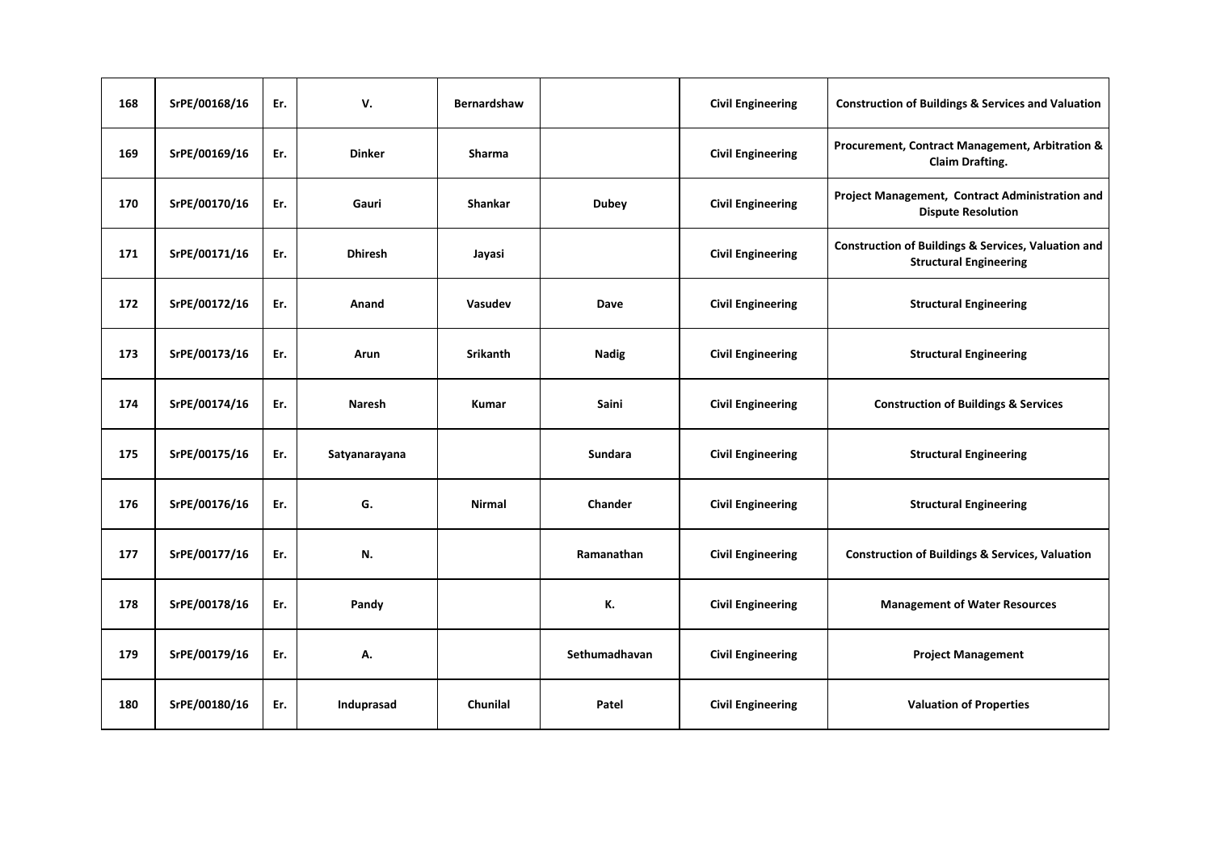| 168 | SrPE/00168/16 | Er. | V. | Bernardshaw | | Civil Engineering | Construction of Buildings & Services and Valuation |
|---|---|---|---|---|---|---|---|
| 169 | SrPE/00169/16 | Er. | Dinker | Sharma | | Civil Engineering | Procurement, Contract Management, Arbitration & Claim Drafting. |
| 170 | SrPE/00170/16 | Er. | Gauri | Shankar | Dubey | Civil Engineering | Project Management, Contract Administration and Dispute Resolution |
| 171 | SrPE/00171/16 | Er. | Dhiresh | Jayasi | | Civil Engineering | Construction of Buildings & Services, Valuation and Structural Engineering |
| 172 | SrPE/00172/16 | Er. | Anand | Vasudev | Dave | Civil Engineering | Structural Engineering |
| 173 | SrPE/00173/16 | Er. | Arun | Srikanth | Nadig | Civil Engineering | Structural Engineering |
| 174 | SrPE/00174/16 | Er. | Naresh | Kumar | Saini | Civil Engineering | Construction of Buildings & Services |
| 175 | SrPE/00175/16 | Er. | Satyanarayana | | Sundara | Civil Engineering | Structural Engineering |
| 176 | SrPE/00176/16 | Er. | G. | Nirmal | Chander | Civil Engineering | Structural Engineering |
| 177 | SrPE/00177/16 | Er. | N. | | Ramanathan | Civil Engineering | Construction of Buildings & Services, Valuation |
| 178 | SrPE/00178/16 | Er. | Pandy | | K. | Civil Engineering | Management of Water Resources |
| 179 | SrPE/00179/16 | Er. | A. | | Sethumadhavan | Civil Engineering | Project Management |
| 180 | SrPE/00180/16 | Er. | Induprasad | Chunilal | Patel | Civil Engineering | Valuation of Properties |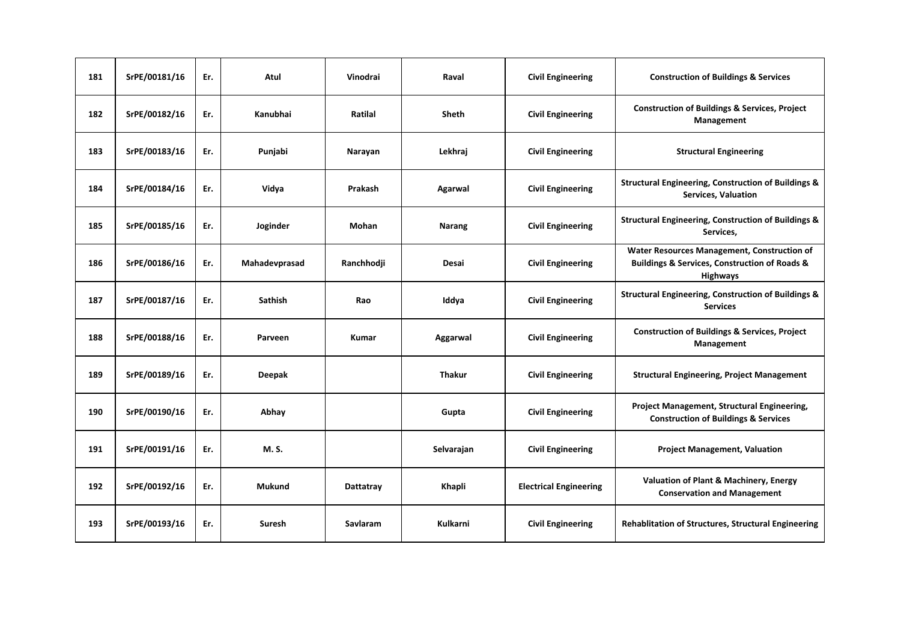| 181 | SrPE/00181/16 | Er. | Atul | Vinodrai | Raval | Civil Engineering | Construction of Buildings & Services |
|---|---|---|---|---|---|---|---|
| 182 | SrPE/00182/16 | Er. | Kanubhai | Ratilal | Sheth | Civil Engineering | Construction of Buildings & Services, Project Management |
| 183 | SrPE/00183/16 | Er. | Punjabi | Narayan | Lekhraj | Civil Engineering | Structural Engineering |
| 184 | SrPE/00184/16 | Er. | Vidya | Prakash | Agarwal | Civil Engineering | Structural Engineering, Construction of Buildings & Services, Valuation |
| 185 | SrPE/00185/16 | Er. | Joginder | Mohan | Narang | Civil Engineering | Structural Engineering, Construction of Buildings & Services, |
| 186 | SrPE/00186/16 | Er. | Mahadevprasad | Ranchhodji | Desai | Civil Engineering | Water Resources Management, Construction of Buildings & Services, Construction of Roads & Highways |
| 187 | SrPE/00187/16 | Er. | Sathish | Rao | Iddya | Civil Engineering | Structural Engineering, Construction of Buildings & Services |
| 188 | SrPE/00188/16 | Er. | Parveen | Kumar | Aggarwal | Civil Engineering | Construction of Buildings & Services, Project Management |
| 189 | SrPE/00189/16 | Er. | Deepak | | Thakur | Civil Engineering | Structural Engineering, Project Management |
| 190 | SrPE/00190/16 | Er. | Abhay | | Gupta | Civil Engineering | Project Management, Structural Engineering, Construction of Buildings & Services |
| 191 | SrPE/00191/16 | Er. | M. S. | | Selvarajan | Civil Engineering | Project Management, Valuation |
| 192 | SrPE/00192/16 | Er. | Mukund | Dattatray | Khapli | Electrical Engineering | Valuation of Plant & Machinery, Energy Conservation and Management |
| 193 | SrPE/00193/16 | Er. | Suresh | Savlaram | Kulkarni | Civil Engineering | Rehablitation of Structures, Structural Engineering |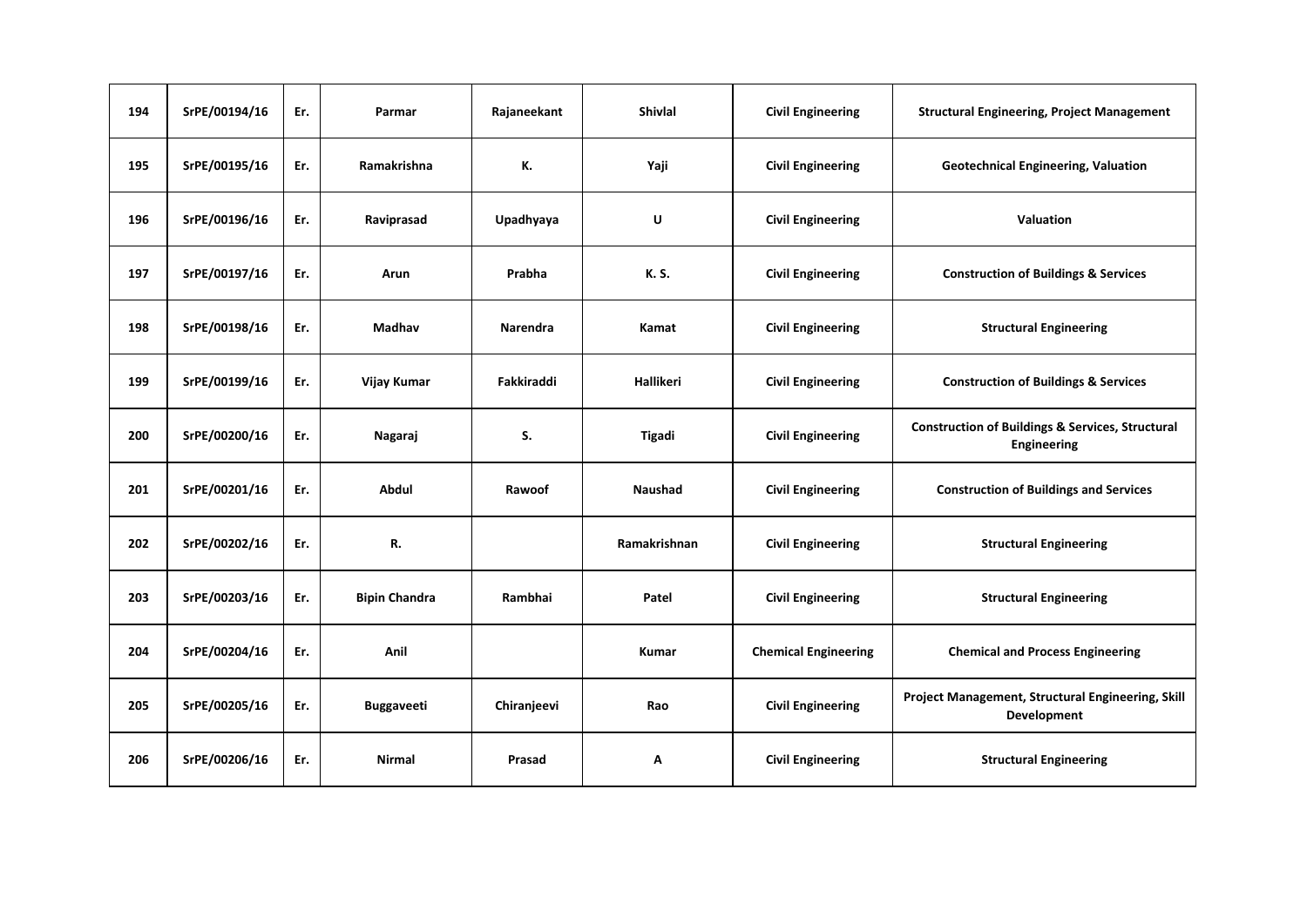| 194 | SrPE/00194/16 | Er. | Parmar | Rajaneekant | Shivlal | Civil Engineering | Structural Engineering, Project Management |
|---|---|---|---|---|---|---|---|
| 195 | SrPE/00195/16 | Er. | Ramakrishna | K. | Yaji | Civil Engineering | Geotechnical Engineering, Valuation |
| 196 | SrPE/00196/16 | Er. | Raviprasad | Upadhyaya | U | Civil Engineering | Valuation |
| 197 | SrPE/00197/16 | Er. | Arun | Prabha | K. S. | Civil Engineering | Construction of Buildings & Services |
| 198 | SrPE/00198/16 | Er. | Madhav | Narendra | Kamat | Civil Engineering | Structural Engineering |
| 199 | SrPE/00199/16 | Er. | Vijay Kumar | Fakkiraddi | Hallikeri | Civil Engineering | Construction of Buildings & Services |
| 200 | SrPE/00200/16 | Er. | Nagaraj | S. | Tigadi | Civil Engineering | Construction of Buildings & Services, Structural Engineering |
| 201 | SrPE/00201/16 | Er. | Abdul | Rawoof | Naushad | Civil Engineering | Construction of Buildings and Services |
| 202 | SrPE/00202/16 | Er. | R. | | Ramakrishnan | Civil Engineering | Structural Engineering |
| 203 | SrPE/00203/16 | Er. | Bipin Chandra | Rambhai | Patel | Civil Engineering | Structural Engineering |
| 204 | SrPE/00204/16 | Er. | Anil | | Kumar | Chemical Engineering | Chemical and Process Engineering |
| 205 | SrPE/00205/16 | Er. | Buggaveeti | Chiranjeevi | Rao | Civil Engineering | Project Management, Structural Engineering, Skill Development |
| 206 | SrPE/00206/16 | Er. | Nirmal | Prasad | A | Civil Engineering | Structural Engineering |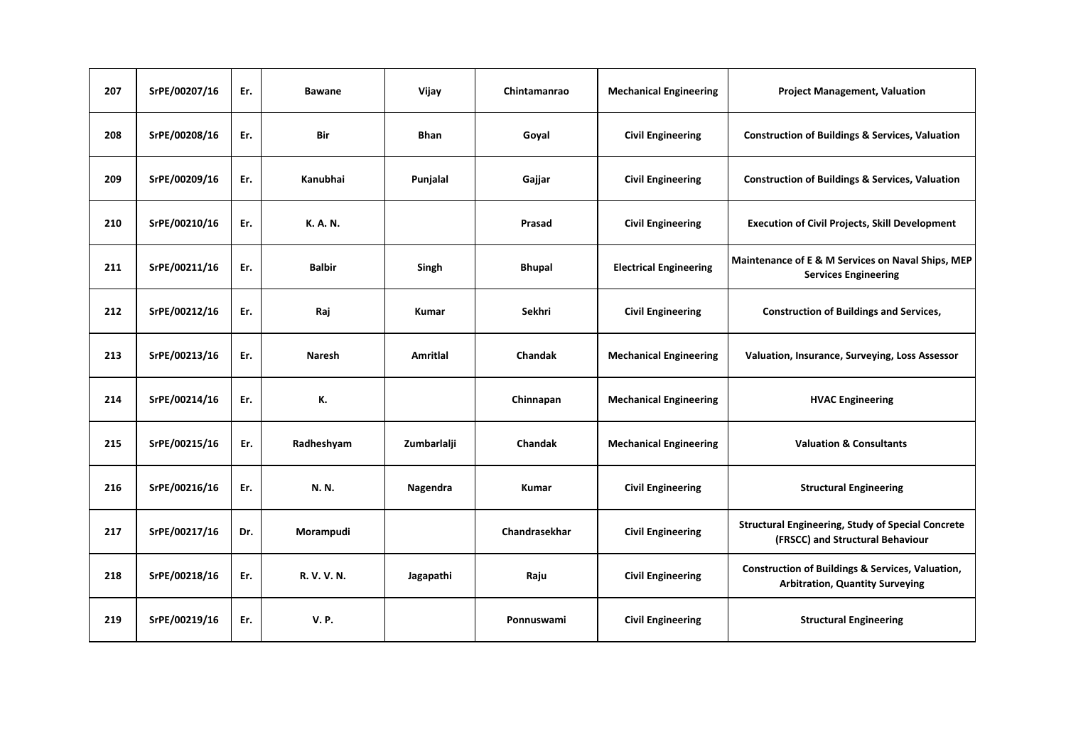| 207 | SrPE/00207/16 | Er. | Bawane | Vijay | Chintamanrao | Mechanical Engineering | Project Management, Valuation |
|---|---|---|---|---|---|---|---|
| 208 | SrPE/00208/16 | Er. | Bir | Bhan | Goyal | Civil Engineering | Construction of Buildings & Services, Valuation |
| 209 | SrPE/00209/16 | Er. | Kanubhai | Punjalal | Gajjar | Civil Engineering | Construction of Buildings & Services, Valuation |
| 210 | SrPE/00210/16 | Er. | K. A. N. | | Prasad | Civil Engineering | Execution of Civil Projects, Skill Development |
| 211 | SrPE/00211/16 | Er. | Balbir | Singh | Bhupal | Electrical Engineering | Maintenance of E & M Services on Naval Ships, MEP Services Engineering |
| 212 | SrPE/00212/16 | Er. | Raj | Kumar | Sekhri | Civil Engineering | Construction of Buildings and Services, |
| 213 | SrPE/00213/16 | Er. | Naresh | Amritlal | Chandak | Mechanical Engineering | Valuation, Insurance, Surveying, Loss Assessor |
| 214 | SrPE/00214/16 | Er. | K. | | Chinnapan | Mechanical Engineering | HVAC Engineering |
| 215 | SrPE/00215/16 | Er. | Radheshyam | Zumbarlalji | Chandak | Mechanical Engineering | Valuation & Consultants |
| 216 | SrPE/00216/16 | Er. | N. N. | Nagendra | Kumar | Civil Engineering | Structural Engineering |
| 217 | SrPE/00217/16 | Dr. | Morampudi | | Chandrasekhar | Civil Engineering | Structural Engineering, Study of Special Concrete (FRSCC) and Structural Behaviour |
| 218 | SrPE/00218/16 | Er. | R. V. V. N. | Jagapathi | Raju | Civil Engineering | Construction of Buildings & Services, Valuation, Arbitration, Quantity Surveying |
| 219 | SrPE/00219/16 | Er. | V. P. | | Ponnuswami | Civil Engineering | Structural Engineering |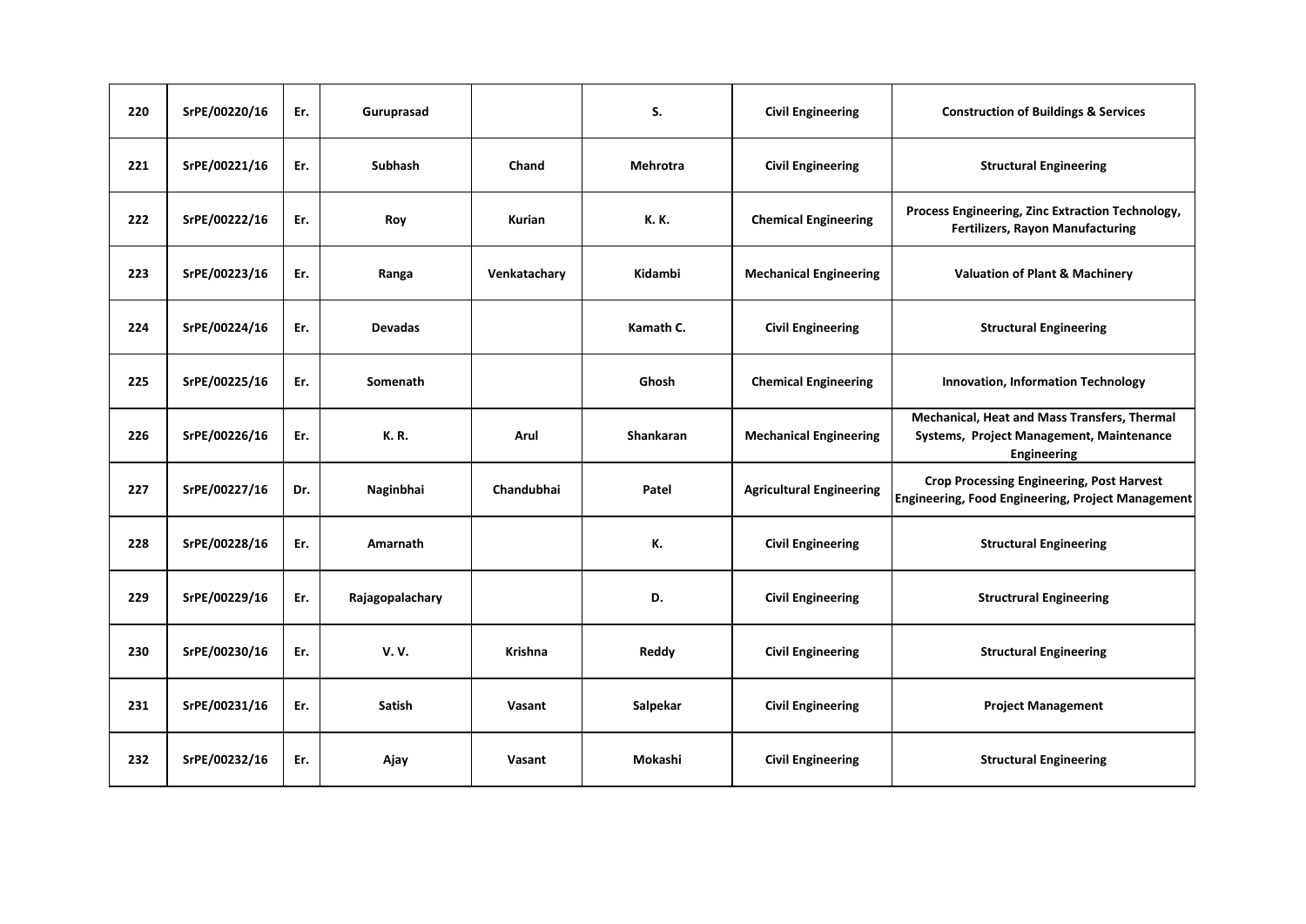| 220 | SrPE/00220/16 | Er. | Guruprasad | | S. | Civil Engineering | Construction of Buildings & Services |
|---|---|---|---|---|---|---|---|
| 221 | SrPE/00221/16 | Er. | Subhash | Chand | Mehrotra | Civil Engineering | Structural Engineering |
| 222 | SrPE/00222/16 | Er. | Roy | Kurian | K. K. | Chemical Engineering | Process Engineering, Zinc Extraction Technology, Fertilizers, Rayon Manufacturing |
| 223 | SrPE/00223/16 | Er. | Ranga | Venkatachary | Kidambi | Mechanical Engineering | Valuation of Plant & Machinery |
| 224 | SrPE/00224/16 | Er. | Devadas | | Kamath C. | Civil Engineering | Structural Engineering |
| 225 | SrPE/00225/16 | Er. | Somenath | | Ghosh | Chemical Engineering | Innovation, Information Technology |
| 226 | SrPE/00226/16 | Er. | K. R. | Arul | Shankaran | Mechanical Engineering | Mechanical, Heat and Mass Transfers, Thermal Systems, Project Management, Maintenance Engineering |
| 227 | SrPE/00227/16 | Dr. | Naginbhai | Chandubhai | Patel | Agricultural Engineering | Crop Processing Engineering, Post Harvest Engineering, Food Engineering, Project Management |
| 228 | SrPE/00228/16 | Er. | Amarnath | | K. | Civil Engineering | Structural Engineering |
| 229 | SrPE/00229/16 | Er. | Rajagopalachary | | D. | Civil Engineering | Structrural Engineering |
| 230 | SrPE/00230/16 | Er. | V. V. | Krishna | Reddy | Civil Engineering | Structural Engineering |
| 231 | SrPE/00231/16 | Er. | Satish | Vasant | Salpekar | Civil Engineering | Project Management |
| 232 | SrPE/00232/16 | Er. | Ajay | Vasant | Mokashi | Civil Engineering | Structural Engineering |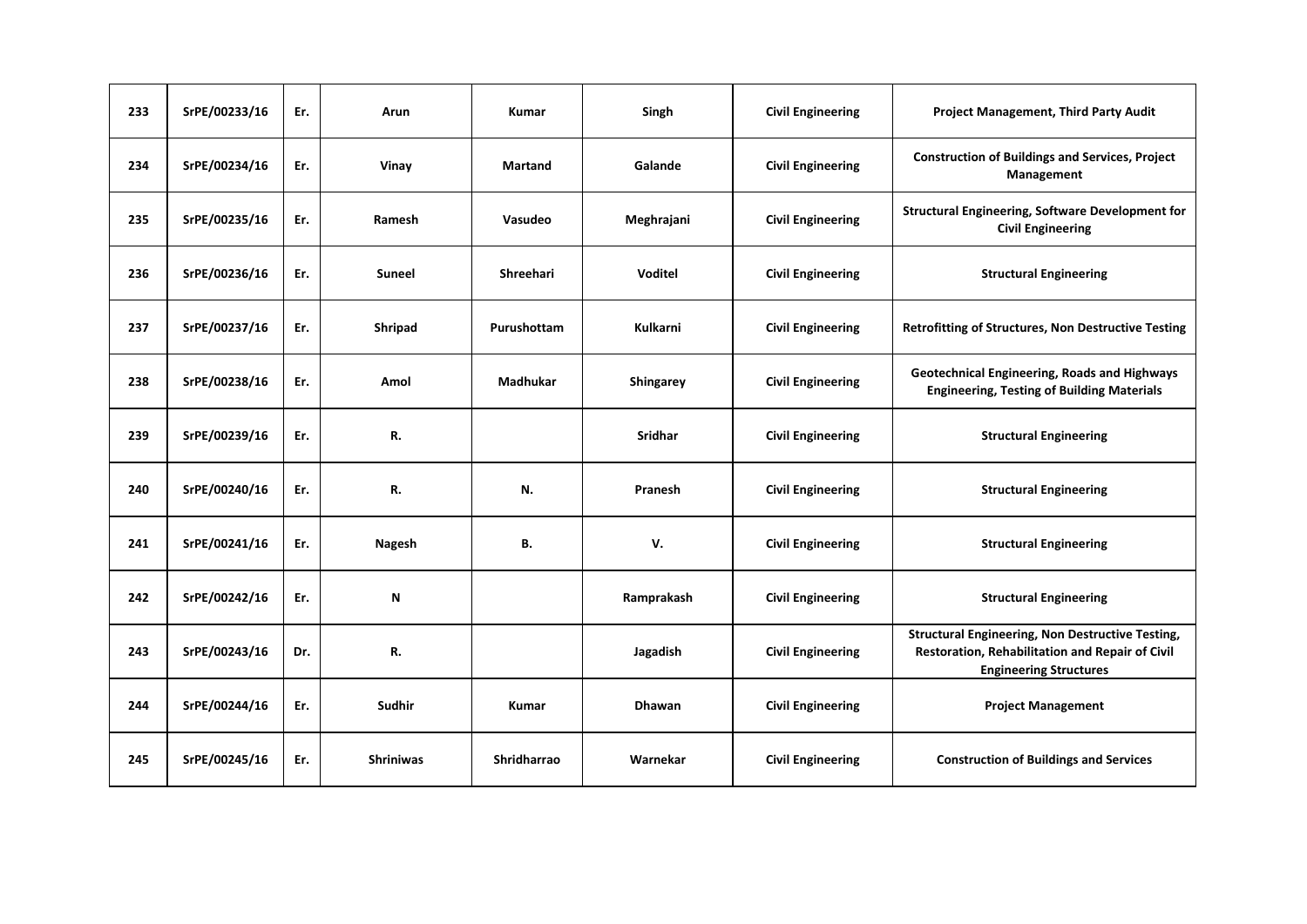| 233 | SrPE/00233/16 | Er. | Arun | Kumar | Singh | Civil Engineering | Project Management, Third Party Audit |
|---|---|---|---|---|---|---|---|
| 234 | SrPE/00234/16 | Er. | Vinay | Martand | Galande | Civil Engineering | Construction of Buildings and Services, Project Management |
| 235 | SrPE/00235/16 | Er. | Ramesh | Vasudeo | Meghrajani | Civil Engineering | Structural Engineering, Software Development for Civil Engineering |
| 236 | SrPE/00236/16 | Er. | Suneel | Shreehari | Voditel | Civil Engineering | Structural Engineering |
| 237 | SrPE/00237/16 | Er. | Shripad | Purushottam | Kulkarni | Civil Engineering | Retrofitting of Structures, Non Destructive Testing |
| 238 | SrPE/00238/16 | Er. | Amol | Madhukar | Shingarey | Civil Engineering | Geotechnical Engineering, Roads and Highways Engineering, Testing of Building Materials |
| 239 | SrPE/00239/16 | Er. | R. | | Sridhar | Civil Engineering | Structural Engineering |
| 240 | SrPE/00240/16 | Er. | R. | N. | Pranesh | Civil Engineering | Structural Engineering |
| 241 | SrPE/00241/16 | Er. | Nagesh | B. | V. | Civil Engineering | Structural Engineering |
| 242 | SrPE/00242/16 | Er. | N | | Ramprakash | Civil Engineering | Structural Engineering |
| 243 | SrPE/00243/16 | Dr. | R. | | Jagadish | Civil Engineering | Structural Engineering, Non Destructive Testing, Restoration, Rehabilitation and Repair of Civil Engineering Structures |
| 244 | SrPE/00244/16 | Er. | Sudhir | Kumar | Dhawan | Civil Engineering | Project Management |
| 245 | SrPE/00245/16 | Er. | Shriniwas | Shridharrao | Warnekar | Civil Engineering | Construction of Buildings and Services |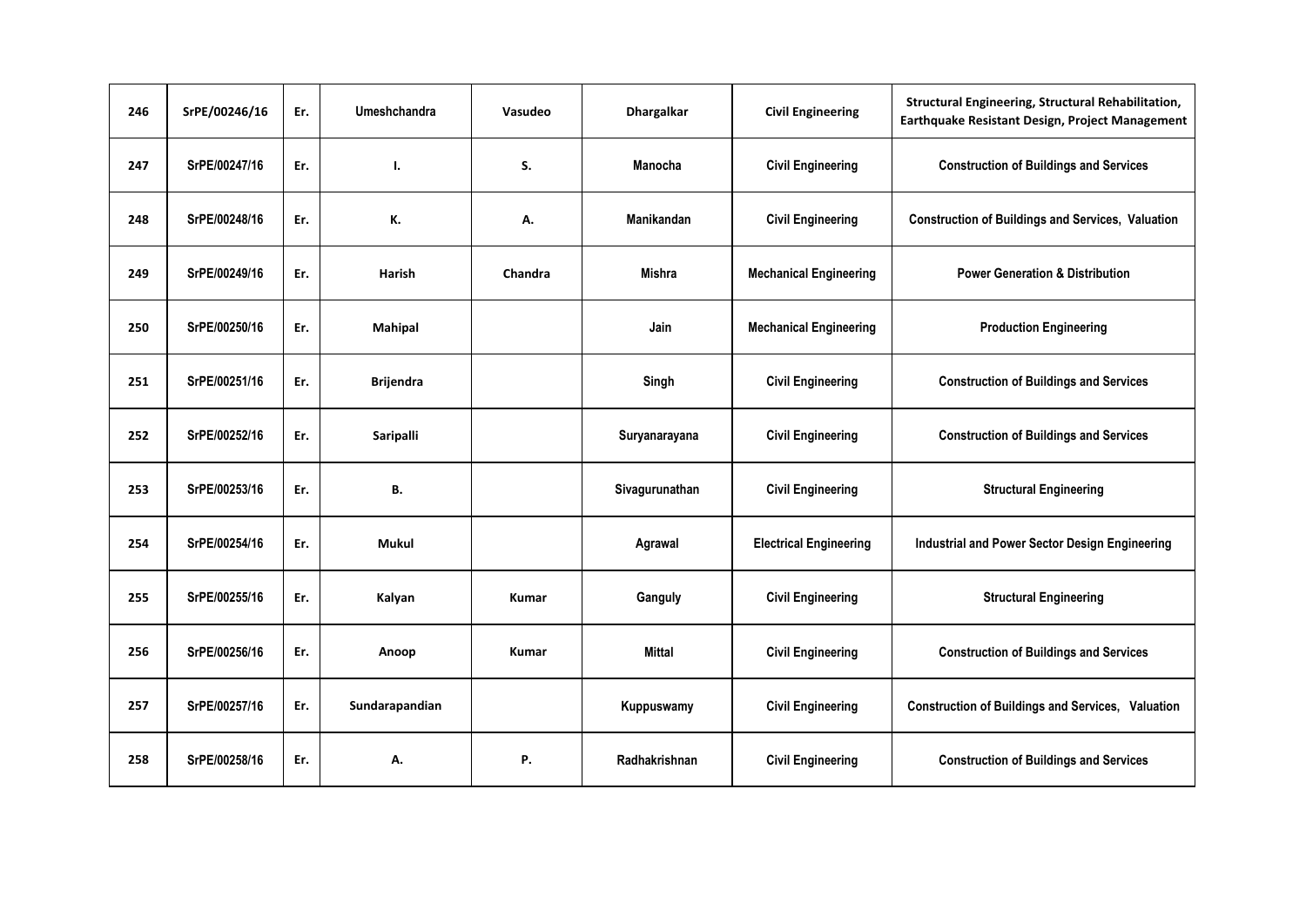| 246 | SrPE/00246/16 | Er. | Umeshchandra | Vasudeo | Dhargalkar | Civil Engineering | Structural Engineering, Structural Rehabilitation, Earthquake Resistant Design, Project Management |
|---|---|---|---|---|---|---|---|
| 247 | SrPE/00247/16 | Er. | I. | S. | Manocha | Civil Engineering | Construction of Buildings and Services |
| 248 | SrPE/00248/16 | Er. | K. | A. | Manikandan | Civil Engineering | Construction of Buildings and Services, Valuation |
| 249 | SrPE/00249/16 | Er. | Harish | Chandra | Mishra | Mechanical Engineering | Power Generation & Distribution |
| 250 | SrPE/00250/16 | Er. | Mahipal | | Jain | Mechanical Engineering | Production Engineering |
| 251 | SrPE/00251/16 | Er. | Brijendra | | Singh | Civil Engineering | Construction of Buildings and Services |
| 252 | SrPE/00252/16 | Er. | Saripalli | | Suryanarayana | Civil Engineering | Construction of Buildings and Services |
| 253 | SrPE/00253/16 | Er. | B. | | Sivagurunathan | Civil Engineering | Structural Engineering |
| 254 | SrPE/00254/16 | Er. | Mukul | | Agrawal | Electrical Engineering | Industrial and Power Sector Design Engineering |
| 255 | SrPE/00255/16 | Er. | Kalyan | Kumar | Ganguly | Civil Engineering | Structural Engineering |
| 256 | SrPE/00256/16 | Er. | Anoop | Kumar | Mittal | Civil Engineering | Construction of Buildings and Services |
| 257 | SrPE/00257/16 | Er. | Sundarapandian | | Kuppuswamy | Civil Engineering | Construction of Buildings and Services, Valuation |
| 258 | SrPE/00258/16 | Er. | A. | P. | Radhakrishnan | Civil Engineering | Construction of Buildings and Services |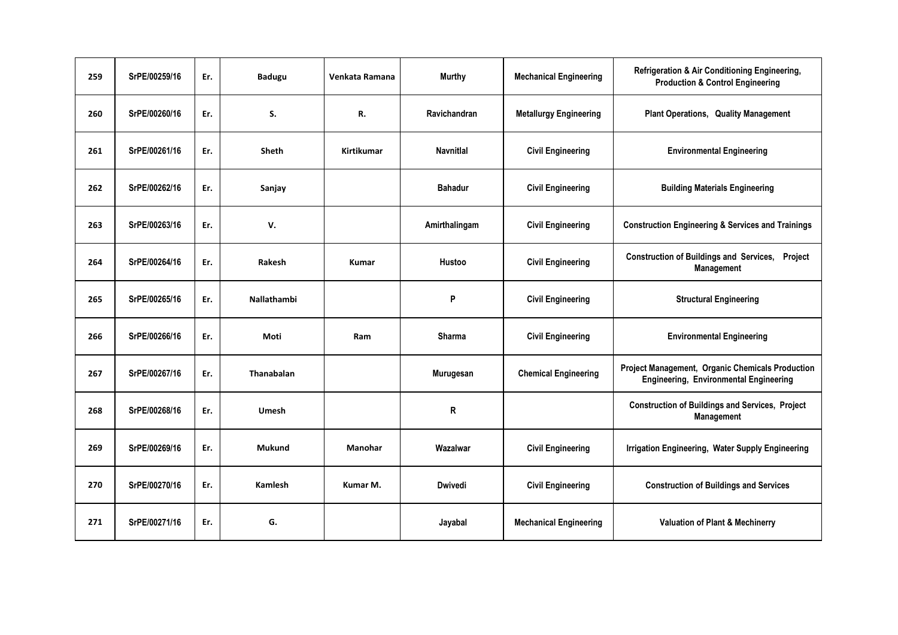| 259 | SrPE/00259/16 | Er. | Badugu | Venkata Ramana | Murthy | Mechanical Engineering | Refrigeration & Air Conditioning Engineering, Production & Control Engineering |
|---|---|---|---|---|---|---|---|
| 260 | SrPE/00260/16 | Er. | S. | R. | Ravichandran | Metallurgy Engineering | Plant Operations, Quality Management |
| 261 | SrPE/00261/16 | Er. | Sheth | Kirtikumar | Navnitlal | Civil Engineering | Environmental Engineering |
| 262 | SrPE/00262/16 | Er. | Sanjay | | Bahadur | Civil Engineering | Building Materials Engineering |
| 263 | SrPE/00263/16 | Er. | V. | | Amirthalingam | Civil Engineering | Construction Engineering & Services and Trainings |
| 264 | SrPE/00264/16 | Er. | Rakesh | Kumar | Hustoo | Civil Engineering | Construction of Buildings and Services, Project Management |
| 265 | SrPE/00265/16 | Er. | Nallathambi | | P | Civil Engineering | Structural Engineering |
| 266 | SrPE/00266/16 | Er. | Moti | Ram | Sharma | Civil Engineering | Environmental Engineering |
| 267 | SrPE/00267/16 | Er. | Thanabalan | | Murugesan | Chemical Engineering | Project Management, Organic Chemicals Production Engineering, Environmental Engineering |
| 268 | SrPE/00268/16 | Er. | Umesh | | R | | Construction of Buildings and Services, Project Management |
| 269 | SrPE/00269/16 | Er. | Mukund | Manohar | Wazalwar | Civil Engineering | Irrigation Engineering, Water Supply Engineering |
| 270 | SrPE/00270/16 | Er. | Kamlesh | Kumar M. | Dwivedi | Civil Engineering | Construction of Buildings and Services |
| 271 | SrPE/00271/16 | Er. | G. | | Jayabal | Mechanical Engineering | Valuation of Plant & Mechinerry |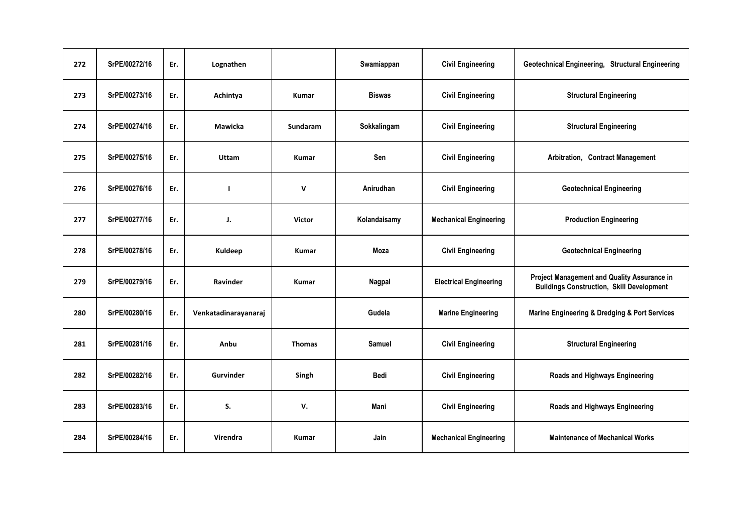| | | | | | | | |
|---|---|---|---|---|---|---|---|
| 272 | SrPE/00272/16 | Er. | Lognathen | | Swamiappan | Civil Engineering | Geotechnical Engineering, Structural Engineering |
| 273 | SrPE/00273/16 | Er. | Achintya | Kumar | Biswas | Civil Engineering | Structural Engineering |
| 274 | SrPE/00274/16 | Er. | Mawicka | Sundaram | Sokkalingam | Civil Engineering | Structural Engineering |
| 275 | SrPE/00275/16 | Er. | Uttam | Kumar | Sen | Civil Engineering | Arbitration, Contract Management |
| 276 | SrPE/00276/16 | Er. | I | V | Anirudhan | Civil Engineering | Geotechnical Engineering |
| 277 | SrPE/00277/16 | Er. | J. | Victor | Kolandaisamy | Mechanical Engineering | Production Engineering |
| 278 | SrPE/00278/16 | Er. | Kuldeep | Kumar | Moza | Civil Engineering | Geotechnical Engineering |
| 279 | SrPE/00279/16 | Er. | Ravinder | Kumar | Nagpal | Electrical Engineering | Project Management and Quality Assurance in Buildings Construction, Skill Development |
| 280 | SrPE/00280/16 | Er. | Venkatadinarayanaraj | | Gudela | Marine Engineering | Marine Engineering & Dredging & Port Services |
| 281 | SrPE/00281/16 | Er. | Anbu | Thomas | Samuel | Civil Engineering | Structural Engineering |
| 282 | SrPE/00282/16 | Er. | Gurvinder | Singh | Bedi | Civil Engineering | Roads and Highways Engineering |
| 283 | SrPE/00283/16 | Er. | S. | V. | Mani | Civil Engineering | Roads and Highways Engineering |
| 284 | SrPE/00284/16 | Er. | Virendra | Kumar | Jain | Mechanical Engineering | Maintenance of Mechanical Works |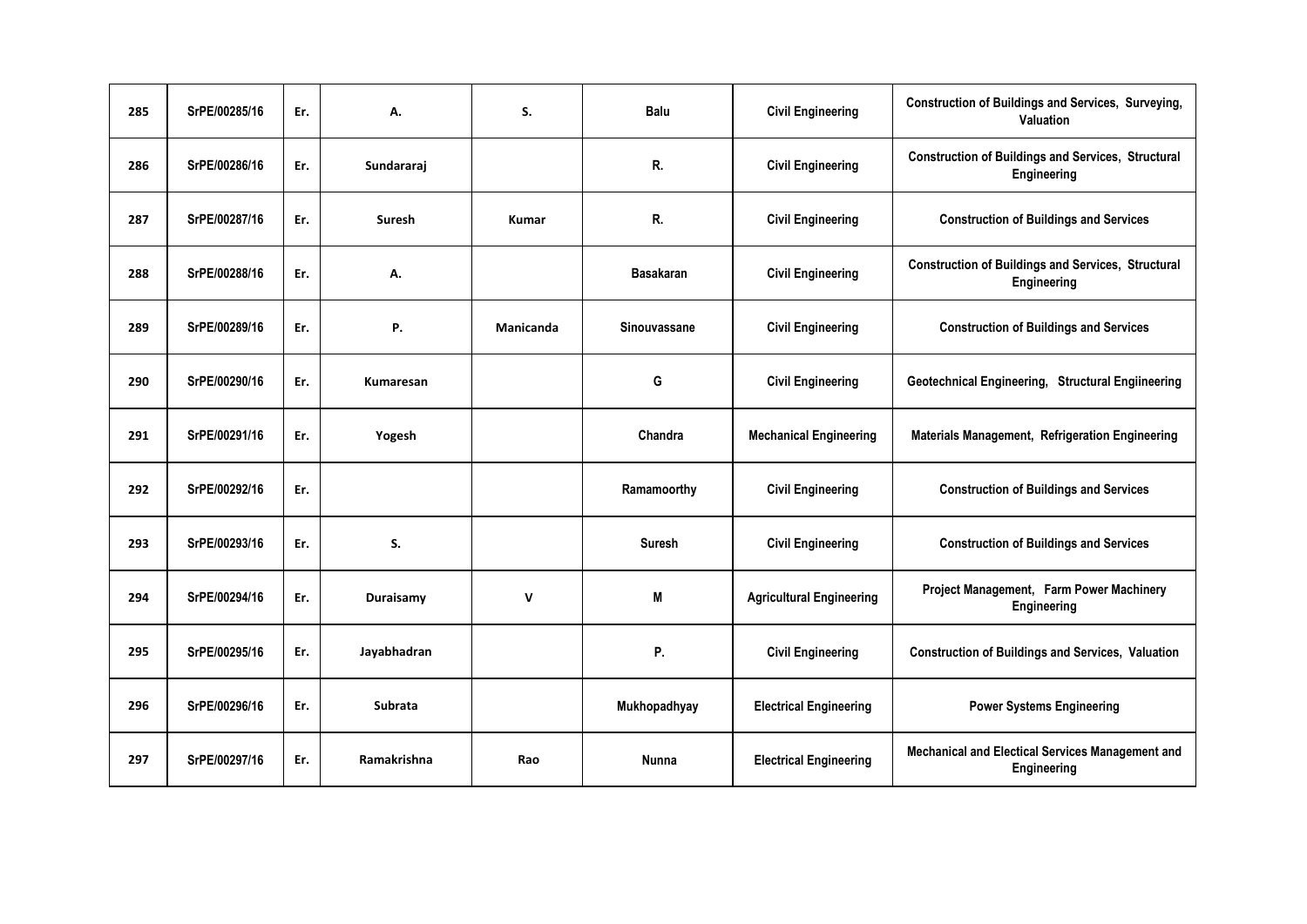| 285 | SrPE/00285/16 | Er. | A. | S. | Balu | Civil Engineering | Construction of Buildings and Services, Surveying, Valuation |
|---|---|---|---|---|---|---|---|
| 286 | SrPE/00286/16 | Er. | Sundararaj | | R. | Civil Engineering | Construction of Buildings and Services, Structural Engineering |
| 287 | SrPE/00287/16 | Er. | Suresh | Kumar | R. | Civil Engineering | Construction of Buildings and Services |
| 288 | SrPE/00288/16 | Er. | A. | | Basakaran | Civil Engineering | Construction of Buildings and Services, Structural Engineering |
| 289 | SrPE/00289/16 | Er. | P. | Manicanda | Sinouvassane | Civil Engineering | Construction of Buildings and Services |
| 290 | SrPE/00290/16 | Er. | Kumaresan | | G | Civil Engineering | Geotechnical Engineering, Structural Engiineering |
| 291 | SrPE/00291/16 | Er. | Yogesh | | Chandra | Mechanical Engineering | Materials Management, Refrigeration Engineering |
| 292 | SrPE/00292/16 | Er. | | | Ramamoorthy | Civil Engineering | Construction of Buildings and Services |
| 293 | SrPE/00293/16 | Er. | S. | | Suresh | Civil Engineering | Construction of Buildings and Services |
| 294 | SrPE/00294/16 | Er. | Duraisamy | V | M | Agricultural Engineering | Project Management, Farm Power Machinery Engineering |
| 295 | SrPE/00295/16 | Er. | Jayabhadran | | P. | Civil Engineering | Construction of Buildings and Services, Valuation |
| 296 | SrPE/00296/16 | Er. | Subrata | | Mukhopadhyay | Electrical Engineering | Power Systems Engineering |
| 297 | SrPE/00297/16 | Er. | Ramakrishna | Rao | Nunna | Electrical Engineering | Mechanical and Electical Services Management and Engineering |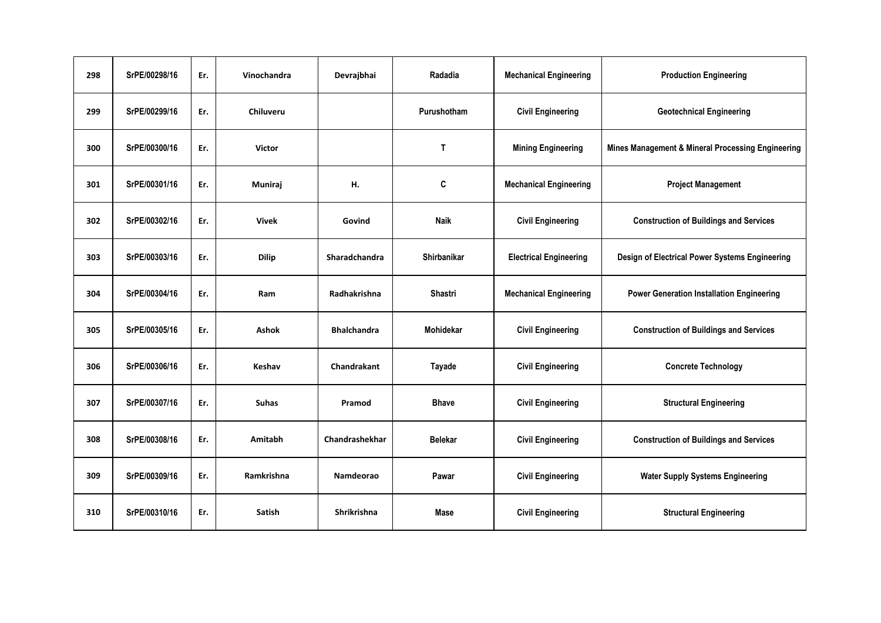| 298 | SrPE/00298/16 | Er. | Vinochandra | Devrajbhai | Radadia | Mechanical Engineering | Production Engineering |
|---|---|---|---|---|---|---|---|
| 299 | SrPE/00299/16 | Er. | Chiluveru | | Purushotham | Civil Engineering | Geotechnical Engineering |
| 300 | SrPE/00300/16 | Er. | Victor | | T | Mining Engineering | Mines Management & Mineral Processing Engineering |
| 301 | SrPE/00301/16 | Er. | Muniraj | H. | C | Mechanical Engineering | Project Management |
| 302 | SrPE/00302/16 | Er. | Vivek | Govind | Naik | Civil Engineering | Construction of Buildings and Services |
| 303 | SrPE/00303/16 | Er. | Dilip | Sharadchandra | Shirbanikar | Electrical Engineering | Design of Electrical Power Systems Engineering |
| 304 | SrPE/00304/16 | Er. | Ram | Radhakrishna | Shastri | Mechanical Engineering | Power Generation Installation Engineering |
| 305 | SrPE/00305/16 | Er. | Ashok | Bhalchandra | Mohidekar | Civil Engineering | Construction of Buildings and Services |
| 306 | SrPE/00306/16 | Er. | Keshav | Chandrakant | Tayade | Civil Engineering | Concrete Technology |
| 307 | SrPE/00307/16 | Er. | Suhas | Pramod | Bhave | Civil Engineering | Structural Engineering |
| 308 | SrPE/00308/16 | Er. | Amitabh | Chandrashekhar | Belekar | Civil Engineering | Construction of Buildings and Services |
| 309 | SrPE/00309/16 | Er. | Ramkrishna | Namdeorao | Pawar | Civil Engineering | Water Supply Systems Engineering |
| 310 | SrPE/00310/16 | Er. | Satish | Shrikrishna | Mase | Civil Engineering | Structural Engineering |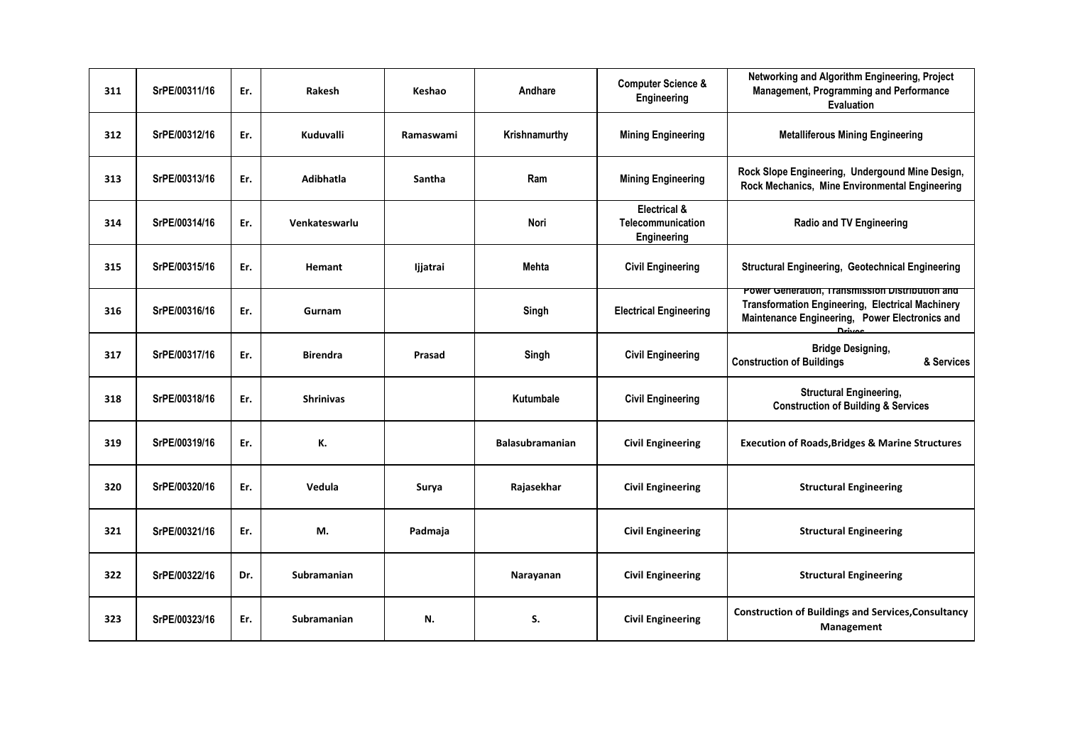| | | | | | | | |
|---|---|---|---|---|---|---|---|
| 311 | SrPE/00311/16 | Er. | Rakesh | Keshao | Andhare | Computer Science & Engineering | Networking and Algorithm Engineering, Project Management, Programming and Performance Evaluation |
| 312 | SrPE/00312/16 | Er. | Kuduvalli | Ramaswami | Krishnamurthy | Mining Engineering | Metalliferous Mining Engineering |
| 313 | SrPE/00313/16 | Er. | Adibhatla | Santha | Ram | Mining Engineering | Rock Slope Engineering, Undergound Mine Design, Rock Mechanics, Mine Environmental Engineering |
| 314 | SrPE/00314/16 | Er. | Venkateswarlu | | Nori | Electrical & Telecommunication Engineering | Radio and TV Engineering |
| 315 | SrPE/00315/16 | Er. | Hemant | Ijjatrai | Mehta | Civil Engineering | Structural Engineering, Geotechnical Engineering |
| 316 | SrPE/00316/16 | Er. | Gurnam | | Singh | Electrical Engineering | Power Generation, Transmission Distribution and Transformation Engineering, Electrical Machinery Maintenance Engineering, Power Electronics and Drives |
| 317 | SrPE/00317/16 | Er. | Birendra | Prasad | Singh | Civil Engineering | Bridge Designing, Construction of Buildings & Services |
| 318 | SrPE/00318/16 | Er. | Shrinivas | | Kutumbale | Civil Engineering | Structural Engineering, Construction of Building & Services |
| 319 | SrPE/00319/16 | Er. | K. | | Balasubramanian | Civil Engineering | Execution of Roads,Bridges & Marine Structures |
| 320 | SrPE/00320/16 | Er. | Vedula | Surya | Rajasekhar | Civil Engineering | Structural Engineering |
| 321 | SrPE/00321/16 | Er. | M. | Padmaja | | Civil Engineering | Structural Engineering |
| 322 | SrPE/00322/16 | Dr. | Subramanian | | Narayanan | Civil Engineering | Structural Engineering |
| 323 | SrPE/00323/16 | Er. | Subramanian | N. | S. | Civil Engineering | Construction of Buildings and Services,Consultancy Management |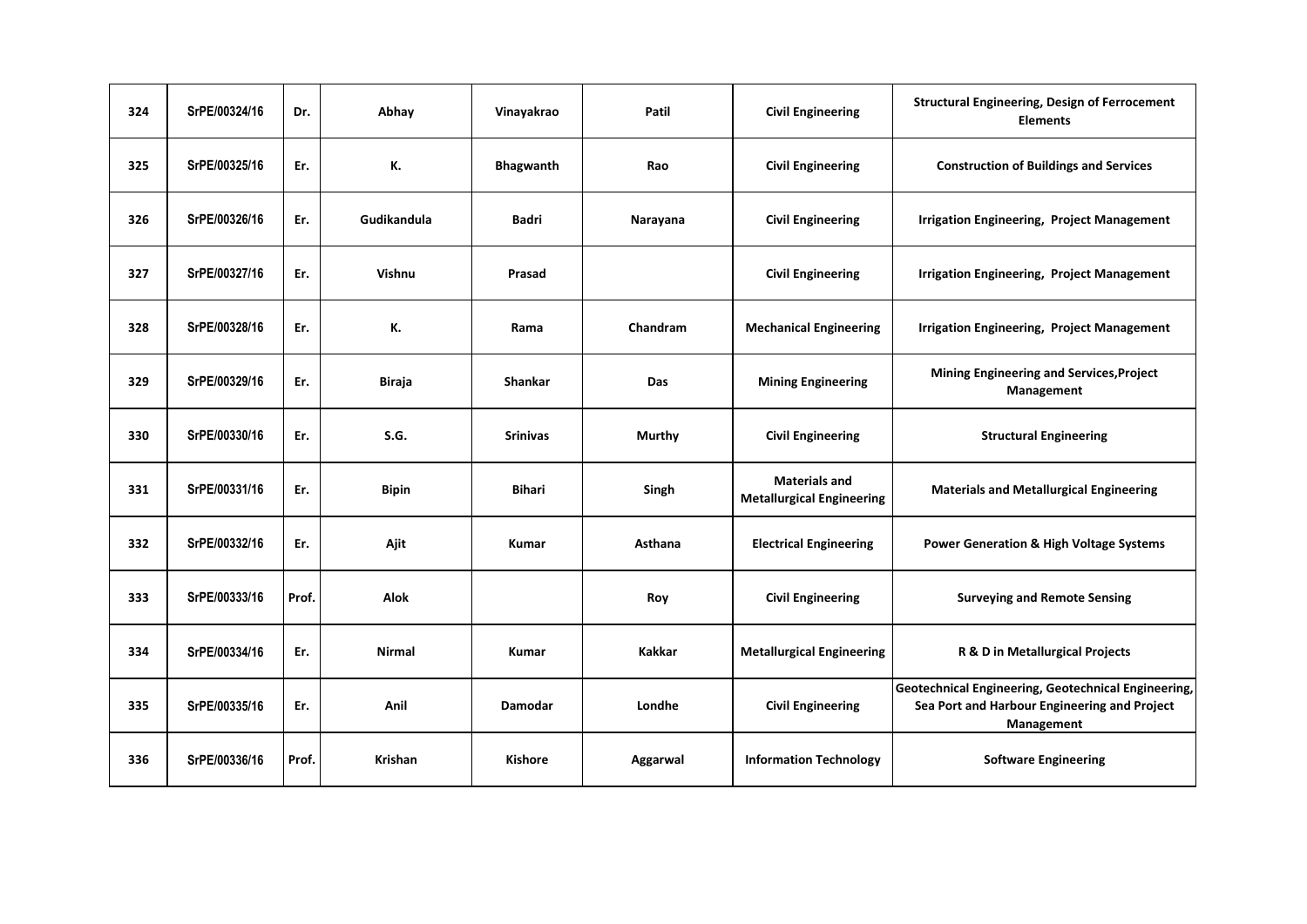| 324 | SrPE/00324/16 | Dr. | Abhay | Vinayakrao | Patil | Civil Engineering | Structural Engineering, Design of Ferrocement Elements |
|---|---|---|---|---|---|---|---|
| 325 | SrPE/00325/16 | Er. | K. | Bhagwanth | Rao | Civil Engineering | Construction of Buildings and Services |
| 326 | SrPE/00326/16 | Er. | Gudikandula | Badri | Narayana | Civil Engineering | Irrigation Engineering,  Project Management |
| 327 | SrPE/00327/16 | Er. | Vishnu | Prasad | | Civil Engineering | Irrigation Engineering,  Project Management |
| 328 | SrPE/00328/16 | Er. | K. | Rama | Chandram | Mechanical Engineering | Irrigation Engineering,  Project Management |
| 329 | SrPE/00329/16 | Er. | Biraja | Shankar | Das | Mining Engineering | Mining Engineering and Services,Project Management |
| 330 | SrPE/00330/16 | Er. | S.G. | Srinivas | Murthy | Civil Engineering | Structural Engineering |
| 331 | SrPE/00331/16 | Er. | Bipin | Bihari | Singh | Materials and Metallurgical Engineering | Materials and Metallurgical Engineering |
| 332 | SrPE/00332/16 | Er. | Ajit | Kumar | Asthana | Electrical Engineering | Power Generation & High Voltage Systems |
| 333 | SrPE/00333/16 | Prof. | Alok | | Roy | Civil Engineering | Surveying and Remote Sensing |
| 334 | SrPE/00334/16 | Er. | Nirmal | Kumar | Kakkar | Metallurgical Engineering | R & D in Metallurgical Projects |
| 335 | SrPE/00335/16 | Er. | Anil | Damodar | Londhe | Civil Engineering | Geotechnical Engineering, Geotechnical Engineering, Sea Port and Harbour Engineering and Project Management |
| 336 | SrPE/00336/16 | Prof. | Krishan | Kishore | Aggarwal | Information Technology | Software Engineering |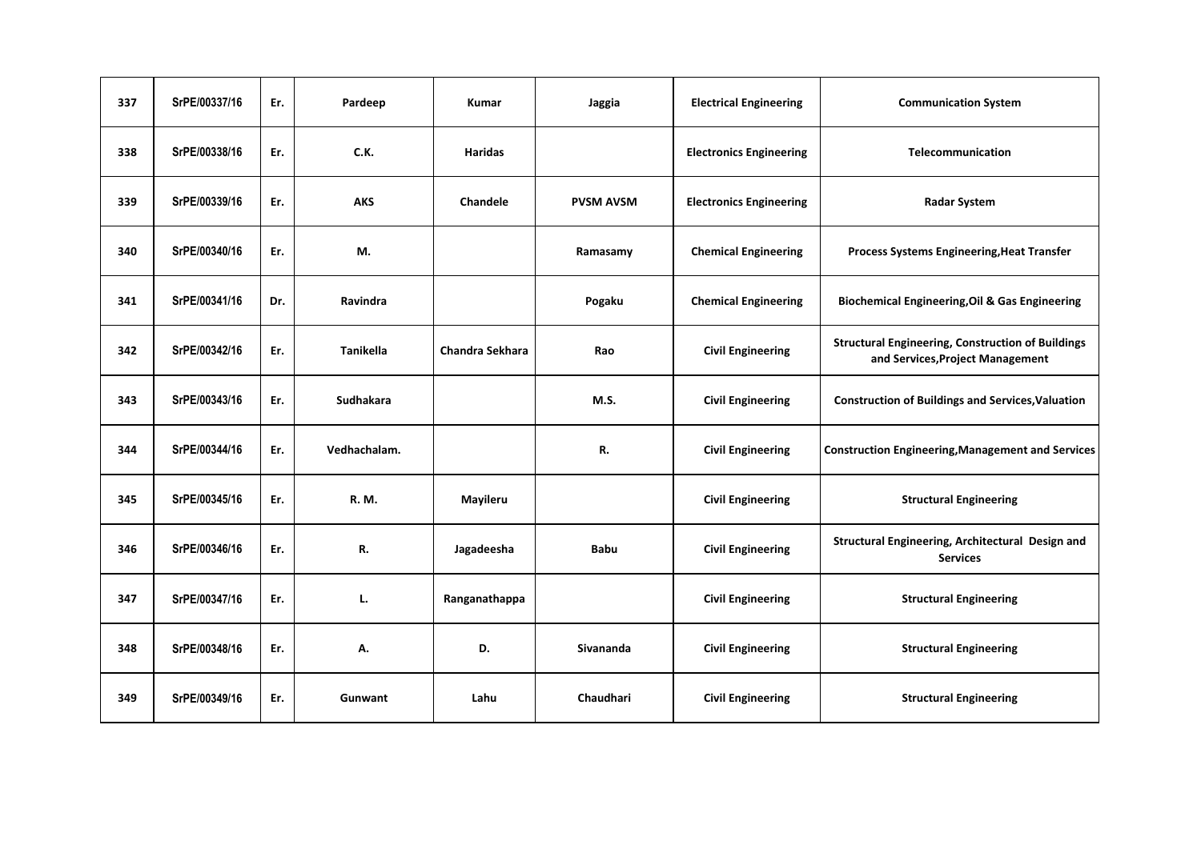| 337 | SrPE/00337/16 | Er. | Pardeep | Kumar | Jaggia | Electrical Engineering | Communication System |
|---|---|---|---|---|---|---|---|
| 338 | SrPE/00338/16 | Er. | C.K. | Haridas | | Electronics Engineering | Telecommunication |
| 339 | SrPE/00339/16 | Er. | AKS | Chandele | PVSM AVSM | Electronics Engineering | Radar System |
| 340 | SrPE/00340/16 | Er. | M. | | Ramasamy | Chemical Engineering | Process Systems Engineering,Heat Transfer |
| 341 | SrPE/00341/16 | Dr. | Ravindra | | Pogaku | Chemical Engineering | Biochemical Engineering,Oil & Gas Engineering |
| 342 | SrPE/00342/16 | Er. | Tanikella | Chandra Sekhara | Rao | Civil Engineering | Structural Engineering, Construction of Buildings and Services,Project Management |
| 343 | SrPE/00343/16 | Er. | Sudhakara | | M.S. | Civil Engineering | Construction of Buildings and Services,Valuation |
| 344 | SrPE/00344/16 | Er. | Vedhachalam. | | R. | Civil Engineering | Construction Engineering,Management and Services |
| 345 | SrPE/00345/16 | Er. | R. M. | Mayileru | | Civil Engineering | Structural Engineering |
| 346 | SrPE/00346/16 | Er. | R. | Jagadeesha | Babu | Civil Engineering | Structural Engineering, Architectural Design and Services |
| 347 | SrPE/00347/16 | Er. | L. | Ranganathappa | | Civil Engineering | Structural Engineering |
| 348 | SrPE/00348/16 | Er. | A. | D. | Sivananda | Civil Engineering | Structural Engineering |
| 349 | SrPE/00349/16 | Er. | Gunwant | Lahu | Chaudhari | Civil Engineering | Structural Engineering |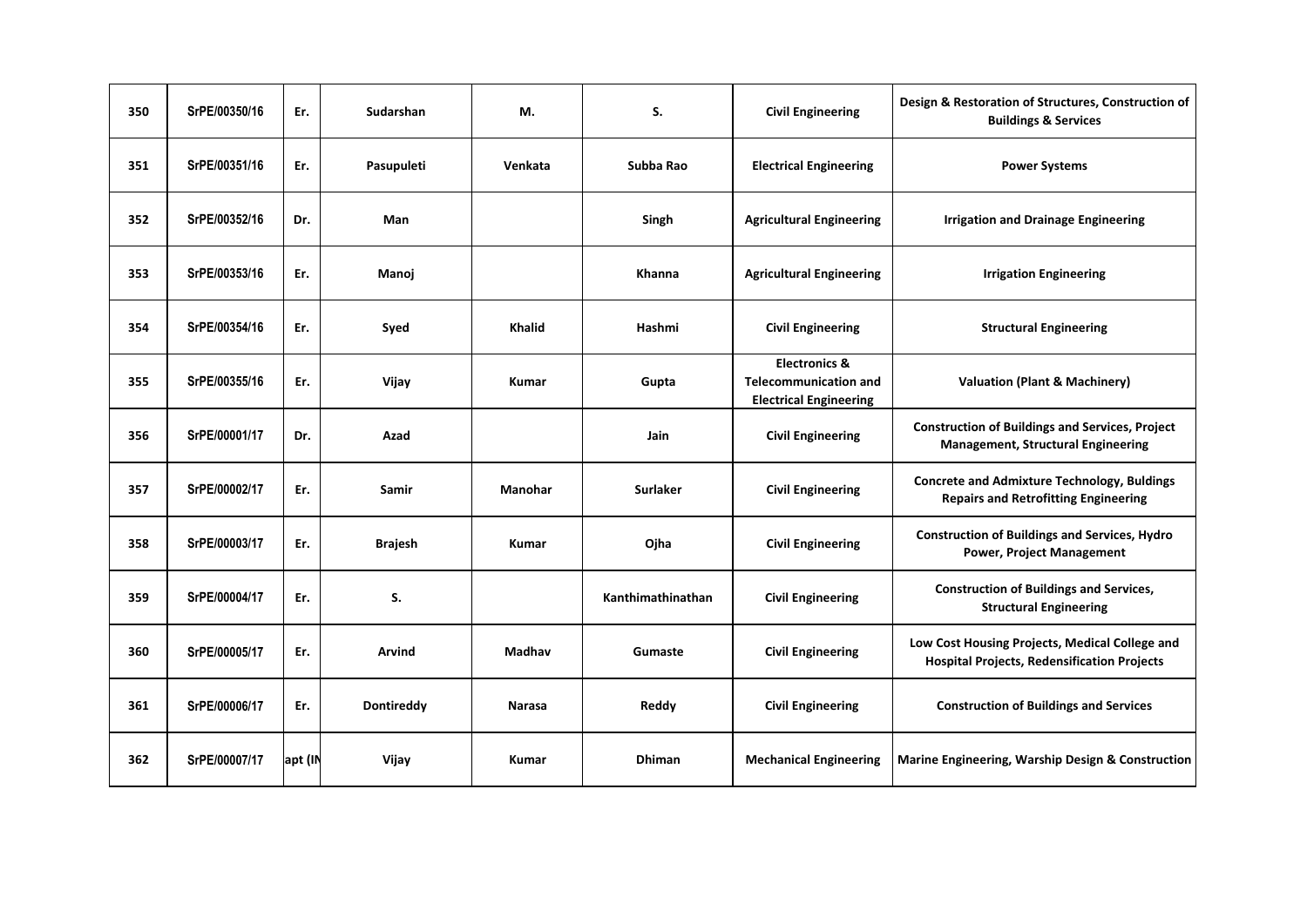| 350 | SrPE/00350/16 | Er. | Sudarshan | M. | S. | Civil Engineering | Design & Restoration of Structures, Construction of Buildings & Services |
|---|---|---|---|---|---|---|---|
| 351 | SrPE/00351/16 | Er. | Pasupuleti | Venkata | Subba Rao | Electrical Engineering | Power Systems |
| 352 | SrPE/00352/16 | Dr. | Man | | Singh | Agricultural Engineering | Irrigation and Drainage Engineering |
| 353 | SrPE/00353/16 | Er. | Manoj | | Khanna | Agricultural Engineering | Irrigation Engineering |
| 354 | SrPE/00354/16 | Er. | Syed | Khalid | Hashmi | Civil Engineering | Structural Engineering |
| 355 | SrPE/00355/16 | Er. | Vijay | Kumar | Gupta | Electronics & Telecommunication and Electrical Engineering | Valuation (Plant & Machinery) |
| 356 | SrPE/00001/17 | Dr. | Azad | | Jain | Civil Engineering | Construction of Buildings and Services, Project Management, Structural Engineering |
| 357 | SrPE/00002/17 | Er. | Samir | Manohar | Surlaker | Civil Engineering | Concrete and Admixture Technology, Buldings Repairs and Retrofitting Engineering |
| 358 | SrPE/00003/17 | Er. | Brajesh | Kumar | Ojha | Civil Engineering | Construction of Buildings and Services, Hydro Power, Project Management |
| 359 | SrPE/00004/17 | Er. | S. | | Kanthimathinathan | Civil Engineering | Construction of Buildings and Services, Structural Engineering |
| 360 | SrPE/00005/17 | Er. | Arvind | Madhav | Gumaste | Civil Engineering | Low Cost Housing Projects, Medical College and Hospital Projects, Redensification Projects |
| 361 | SrPE/00006/17 | Er. | Dontireddy | Narasa | Reddy | Civil Engineering | Construction of Buildings and Services |
| 362 | SrPE/00007/17 | apt (IN | Vijay | Kumar | Dhiman | Mechanical Engineering | Marine Engineering, Warship Design & Construction |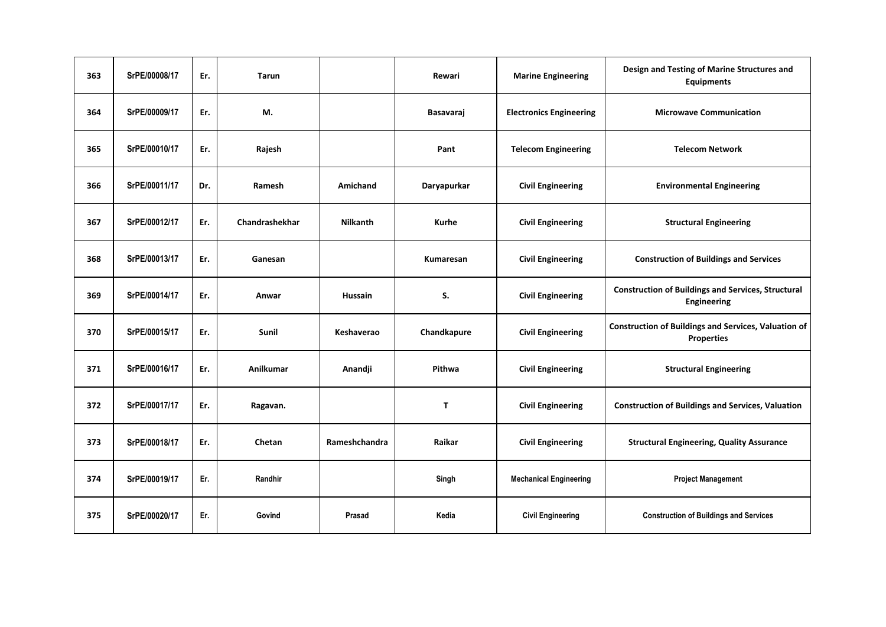| 363 | SrPE/00008/17 | Er. | Tarun | | Rewari | Marine Engineering | Design and Testing of Marine Structures and Equipments |
|---|---|---|---|---|---|---|---|
| 364 | SrPE/00009/17 | Er. | M. | | Basavaraj | Electronics Engineering | Microwave Communication |
| 365 | SrPE/00010/17 | Er. | Rajesh | | Pant | Telecom Engineering | Telecom Network |
| 366 | SrPE/00011/17 | Dr. | Ramesh | Amichand | Daryapurkar | Civil Engineering | Environmental Engineering |
| 367 | SrPE/00012/17 | Er. | Chandrashekhar | Nilkanth | Kurhe | Civil Engineering | Structural Engineering |
| 368 | SrPE/00013/17 | Er. | Ganesan | | Kumaresan | Civil Engineering | Construction of Buildings and Services |
| 369 | SrPE/00014/17 | Er. | Anwar | Hussain | S. | Civil Engineering | Construction of Buildings and Services, Structural Engineering |
| 370 | SrPE/00015/17 | Er. | Sunil | Keshaverao | Chandkapure | Civil Engineering | Construction of Buildings and Services, Valuation of Properties |
| 371 | SrPE/00016/17 | Er. | Anilkumar | Anandji | Pithwa | Civil Engineering | Structural Engineering |
| 372 | SrPE/00017/17 | Er. | Ragavan. | | T | Civil Engineering | Construction of Buildings and Services, Valuation |
| 373 | SrPE/00018/17 | Er. | Chetan | Rameshchandra | Raikar | Civil Engineering | Structural Engineering, Quality Assurance |
| 374 | SrPE/00019/17 | Er. | Randhir | | Singh | Mechanical Engineering | Project Management |
| 375 | SrPE/00020/17 | Er. | Govind | Prasad | Kedia | Civil Engineering | Construction of Buildings and Services |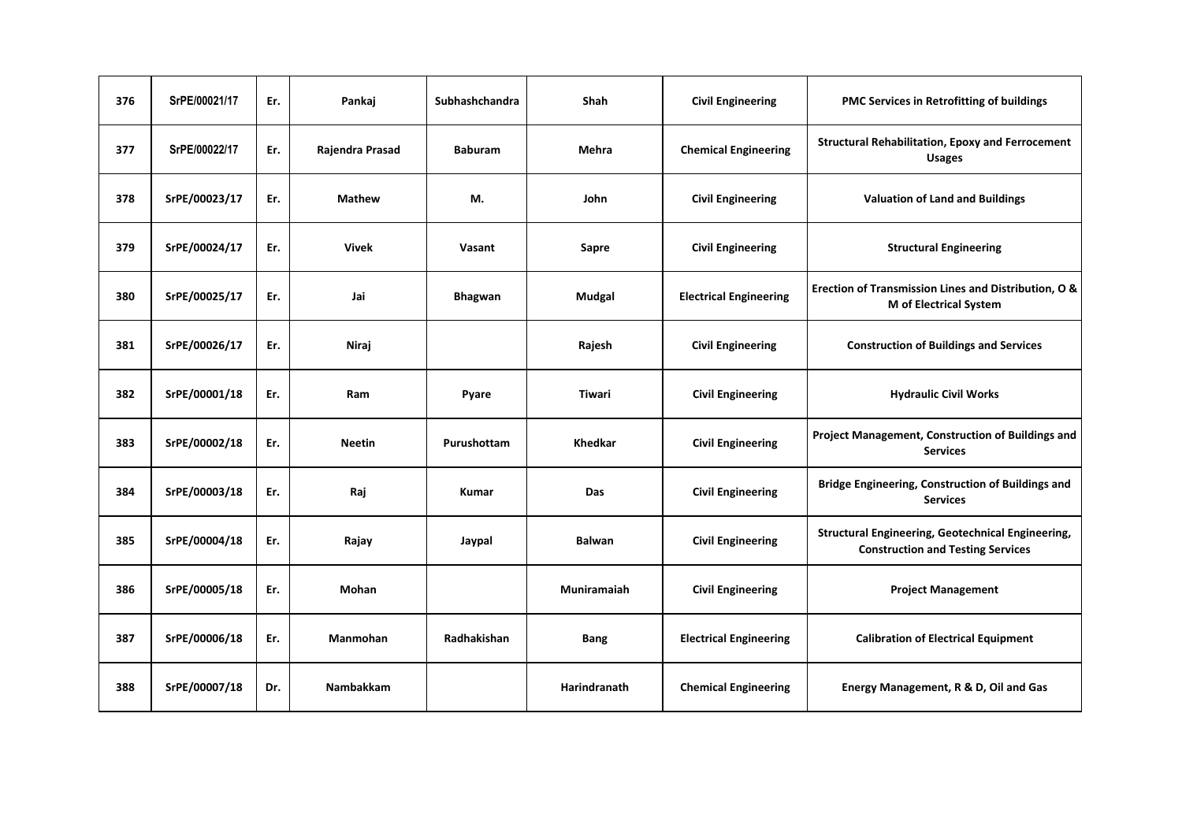| 376 | SrPE/00021/17 | Er. | Pankaj | Subhashchandra | Shah | Civil Engineering | PMC Services in Retrofitting of buildings |
|---|---|---|---|---|---|---|---|
| 377 | SrPE/00022/17 | Er. | Rajendra Prasad | Baburam | Mehra | Chemical Engineering | Structural Rehabilitation, Epoxy and Ferrocement Usages |
| 378 | SrPE/00023/17 | Er. | Mathew | M. | John | Civil Engineering | Valuation of Land and Buildings |
| 379 | SrPE/00024/17 | Er. | Vivek | Vasant | Sapre | Civil Engineering | Structural Engineering |
| 380 | SrPE/00025/17 | Er. | Jai | Bhagwan | Mudgal | Electrical Engineering | Erection of Transmission Lines and Distribution, O & M of Electrical System |
| 381 | SrPE/00026/17 | Er. | Niraj | | Rajesh | Civil Engineering | Construction of Buildings and Services |
| 382 | SrPE/00001/18 | Er. | Ram | Pyare | Tiwari | Civil Engineering | Hydraulic Civil Works |
| 383 | SrPE/00002/18 | Er. | Neetin | Purushottam | Khedkar | Civil Engineering | Project Management, Construction of Buildings and Services |
| 384 | SrPE/00003/18 | Er. | Raj | Kumar | Das | Civil Engineering | Bridge Engineering, Construction of Buildings and Services |
| 385 | SrPE/00004/18 | Er. | Rajay | Jaypal | Balwan | Civil Engineering | Structural Engineering, Geotechnical Engineering, Construction and Testing Services |
| 386 | SrPE/00005/18 | Er. | Mohan | | Muniramaiah | Civil Engineering | Project Management |
| 387 | SrPE/00006/18 | Er. | Manmohan | Radhakishan | Bang | Electrical Engineering | Calibration of Electrical Equipment |
| 388 | SrPE/00007/18 | Dr. | Nambakkam | | Harindranath | Chemical Engineering | Energy Management, R & D, Oil and Gas |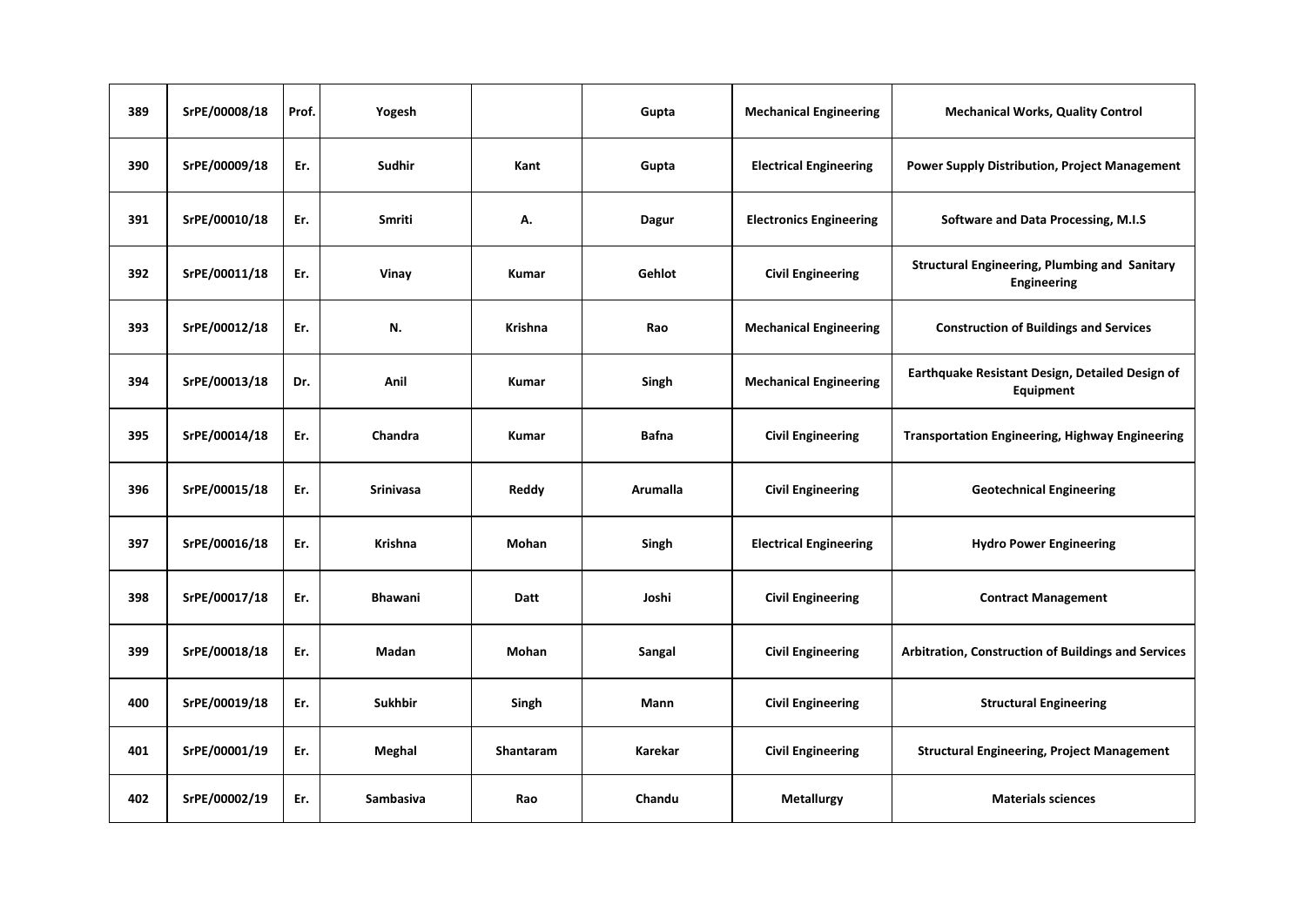| 389 | SrPE/00008/18 | Prof. | Yogesh | | Gupta | Mechanical Engineering | Mechanical Works, Quality Control |
|---|---|---|---|---|---|---|---|
| 390 | SrPE/00009/18 | Er. | Sudhir | Kant | Gupta | Electrical Engineering | Power Supply Distribution, Project Management |
| 391 | SrPE/00010/18 | Er. | Smriti | A. | Dagur | Electronics Engineering | Software and Data Processing, M.I.S |
| 392 | SrPE/00011/18 | Er. | Vinay | Kumar | Gehlot | Civil Engineering | Structural Engineering, Plumbing and Sanitary Engineering |
| 393 | SrPE/00012/18 | Er. | N. | Krishna | Rao | Mechanical Engineering | Construction of Buildings and Services |
| 394 | SrPE/00013/18 | Dr. | Anil | Kumar | Singh | Mechanical Engineering | Earthquake Resistant Design, Detailed Design of Equipment |
| 395 | SrPE/00014/18 | Er. | Chandra | Kumar | Bafna | Civil Engineering | Transportation Engineering, Highway Engineering |
| 396 | SrPE/00015/18 | Er. | Srinivasa | Reddy | Arumalla | Civil Engineering | Geotechnical Engineering |
| 397 | SrPE/00016/18 | Er. | Krishna | Mohan | Singh | Electrical Engineering | Hydro Power Engineering |
| 398 | SrPE/00017/18 | Er. | Bhawani | Datt | Joshi | Civil Engineering | Contract Management |
| 399 | SrPE/00018/18 | Er. | Madan | Mohan | Sangal | Civil Engineering | Arbitration, Construction of Buildings and Services |
| 400 | SrPE/00019/18 | Er. | Sukhbir | Singh | Mann | Civil Engineering | Structural Engineering |
| 401 | SrPE/00001/19 | Er. | Meghal | Shantaram | Karekar | Civil Engineering | Structural Engineering, Project Management |
| 402 | SrPE/00002/19 | Er. | Sambasiva | Rao | Chandu | Metallurgy | Materials sciences |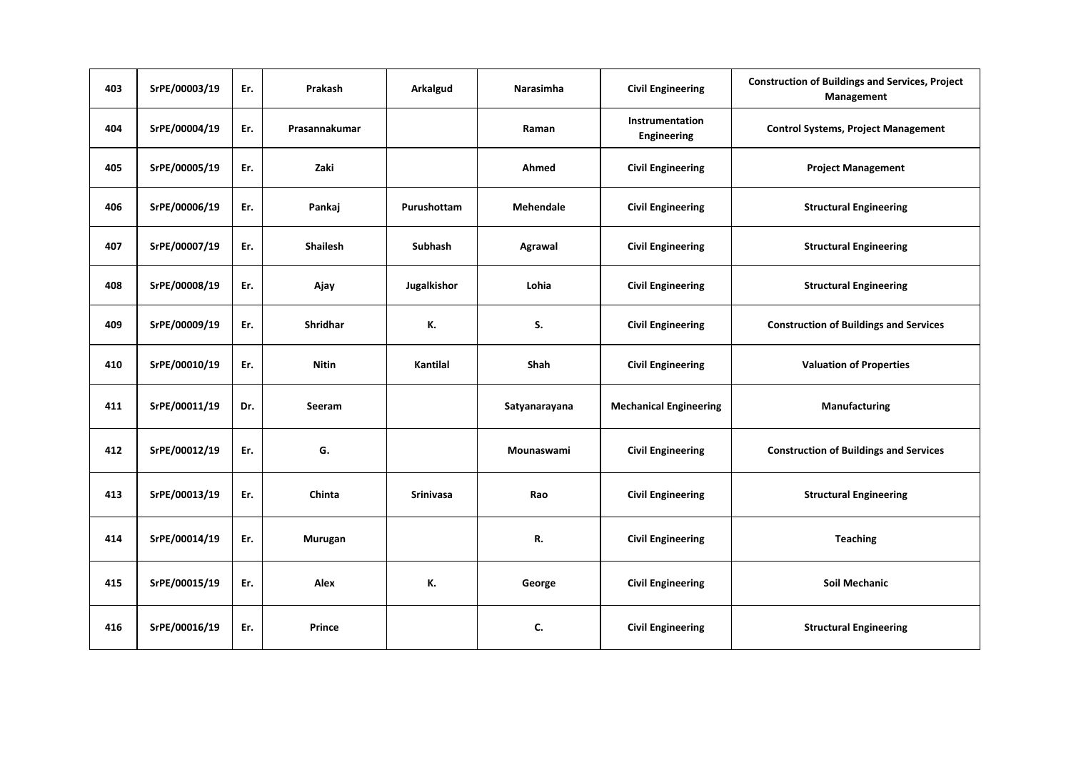| 403 | SrPE/00003/19 | Er. | Prakash | Arkalgud | Narasimha | Civil Engineering | Construction of Buildings and Services, Project Management |
|---|---|---|---|---|---|---|---|
| 404 | SrPE/00004/19 | Er. | Prasannakumar | | Raman | Instrumentation Engineering | Control Systems, Project Management |
| 405 | SrPE/00005/19 | Er. | Zaki | | Ahmed | Civil Engineering | Project Management |
| 406 | SrPE/00006/19 | Er. | Pankaj | Purushottam | Mehendale | Civil Engineering | Structural Engineering |
| 407 | SrPE/00007/19 | Er. | Shailesh | Subhash | Agrawal | Civil Engineering | Structural Engineering |
| 408 | SrPE/00008/19 | Er. | Ajay | Jugalkishor | Lohia | Civil Engineering | Structural Engineering |
| 409 | SrPE/00009/19 | Er. | Shridhar | K. | S. | Civil Engineering | Construction of Buildings and Services |
| 410 | SrPE/00010/19 | Er. | Nitin | Kantilal | Shah | Civil Engineering | Valuation of Properties |
| 411 | SrPE/00011/19 | Dr. | Seeram | | Satyanarayana | Mechanical Engineering | Manufacturing |
| 412 | SrPE/00012/19 | Er. | G. | | Mounaswami | Civil Engineering | Construction of Buildings and Services |
| 413 | SrPE/00013/19 | Er. | Chinta | Srinivasa | Rao | Civil Engineering | Structural Engineering |
| 414 | SrPE/00014/19 | Er. | Murugan | | R. | Civil Engineering | Teaching |
| 415 | SrPE/00015/19 | Er. | Alex | K. | George | Civil Engineering | Soil Mechanic |
| 416 | SrPE/00016/19 | Er. | Prince | | C. | Civil Engineering | Structural Engineering |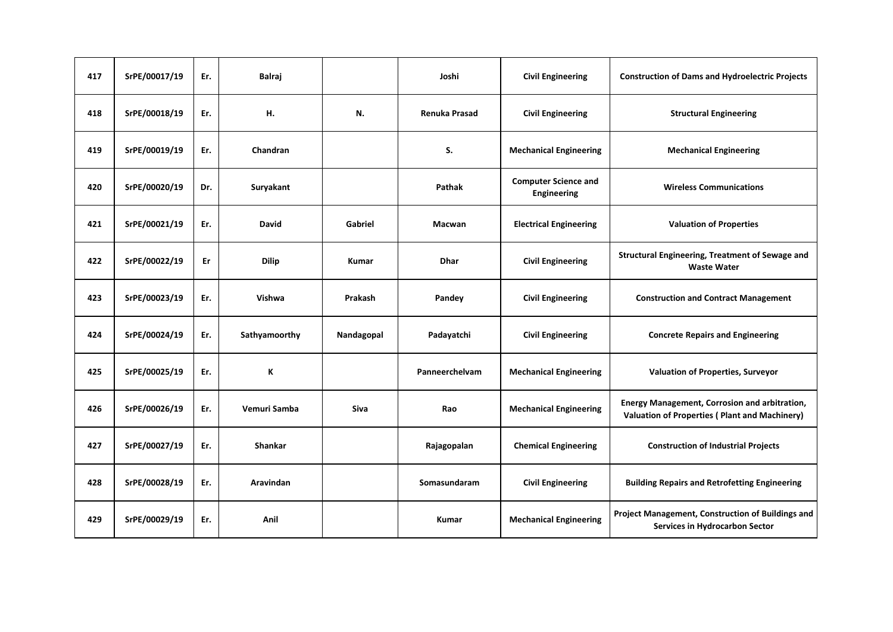| 417 | SrPE/00017/19 | Er. | Balraj | | Joshi | Civil Engineering | Construction of Dams and Hydroelectric Projects |
|---|---|---|---|---|---|---|---|
| 418 | SrPE/00018/19 | Er. | H. | N. | Renuka Prasad | Civil Engineering | Structural Engineering |
| 419 | SrPE/00019/19 | Er. | Chandran | | S. | Mechanical Engineering | Mechanical Engineering |
| 420 | SrPE/00020/19 | Dr. | Suryakant | | Pathak | Computer Science and Engineering | Wireless Communications |
| 421 | SrPE/00021/19 | Er. | David | Gabriel | Macwan | Electrical Engineering | Valuation of Properties |
| 422 | SrPE/00022/19 | Er | Dilip | Kumar | Dhar | Civil Engineering | Structural Engineering, Treatment of Sewage and Waste Water |
| 423 | SrPE/00023/19 | Er. | Vishwa | Prakash | Pandey | Civil Engineering | Construction and Contract Management |
| 424 | SrPE/00024/19 | Er. | Sathyamoorthy | Nandagopal | Padayatchi | Civil Engineering | Concrete Repairs and Engineering |
| 425 | SrPE/00025/19 | Er. | K | | Panneerchelvam | Mechanical Engineering | Valuation of Properties, Surveyor |
| 426 | SrPE/00026/19 | Er. | Vemuri Samba | Siva | Rao | Mechanical Engineering | Energy Management, Corrosion and arbitration, Valuation of Properties ( Plant and Machinery) |
| 427 | SrPE/00027/19 | Er. | Shankar | | Rajagopalan | Chemical Engineering | Construction of Industrial Projects |
| 428 | SrPE/00028/19 | Er. | Aravindan | | Somasundaram | Civil Engineering | Building Repairs and Retrofetting Engineering |
| 429 | SrPE/00029/19 | Er. | Anil | | Kumar | Mechanical Engineering | Project Management, Construction of Buildings and Services in Hydrocarbon Sector |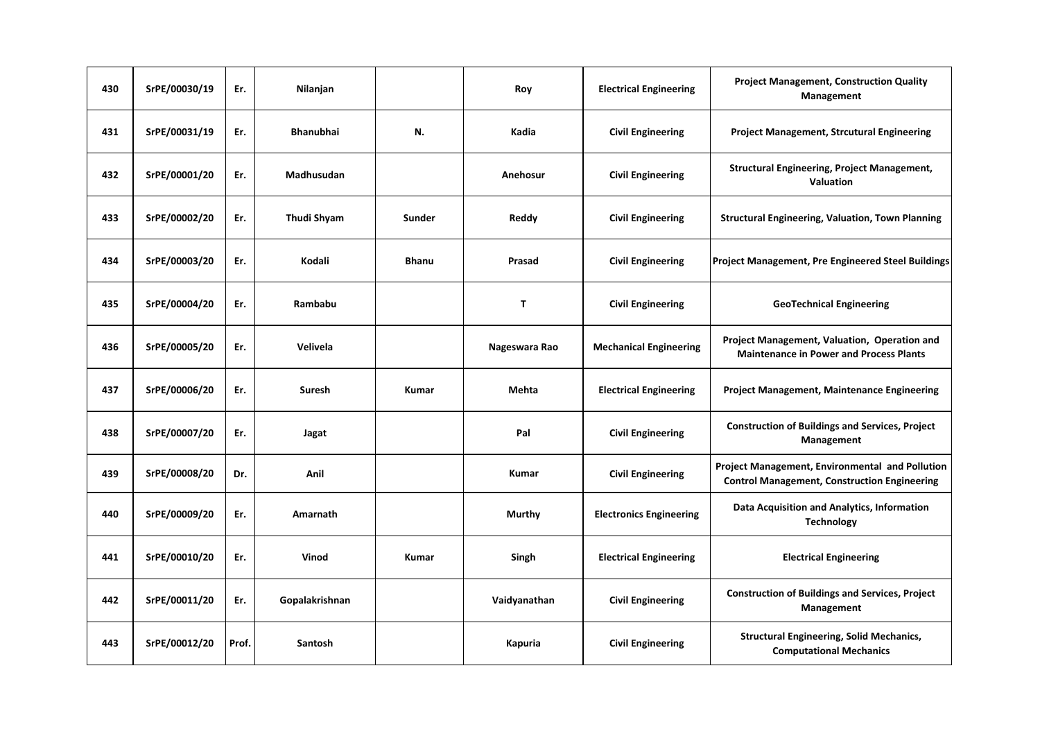| 430 | SrPE/00030/19 | Er. | Nilanjan | | Roy | Electrical Engineering | Project Management, Construction Quality Management |
|---|---|---|---|---|---|---|---|
| 431 | SrPE/00031/19 | Er. | Bhanubhai | N. | Kadia | Civil Engineering | Project Management, Strcutural Engineering |
| 432 | SrPE/00001/20 | Er. | Madhusudan | | Anehosur | Civil Engineering | Structural Engineering, Project Management, Valuation |
| 433 | SrPE/00002/20 | Er. | Thudi Shyam | Sunder | Reddy | Civil Engineering | Structural Engineering, Valuation, Town Planning |
| 434 | SrPE/00003/20 | Er. | Kodali | Bhanu | Prasad | Civil Engineering | Project Management, Pre Engineered Steel Buildings |
| 435 | SrPE/00004/20 | Er. | Rambabu | | T | Civil Engineering | GeoTechnical Engineering |
| 436 | SrPE/00005/20 | Er. | Velivela | | Nageswara Rao | Mechanical Engineering | Project Management, Valuation, Operation and Maintenance in Power and Process Plants |
| 437 | SrPE/00006/20 | Er. | Suresh | Kumar | Mehta | Electrical Engineering | Project Management, Maintenance Engineering |
| 438 | SrPE/00007/20 | Er. | Jagat | | Pal | Civil Engineering | Construction of Buildings and Services, Project Management |
| 439 | SrPE/00008/20 | Dr. | Anil | | Kumar | Civil Engineering | Project Management, Environmental and Pollution Control Management, Construction Engineering |
| 440 | SrPE/00009/20 | Er. | Amarnath | | Murthy | Electronics Engineering | Data Acquisition and Analytics, Information Technology |
| 441 | SrPE/00010/20 | Er. | Vinod | Kumar | Singh | Electrical Engineering | Electrical Engineering |
| 442 | SrPE/00011/20 | Er. | Gopalakrishnan | | Vaidyanathan | Civil Engineering | Construction of Buildings and Services, Project Management |
| 443 | SrPE/00012/20 | Prof. | Santosh | | Kapuria | Civil Engineering | Structural Engineering, Solid Mechanics, Computational Mechanics |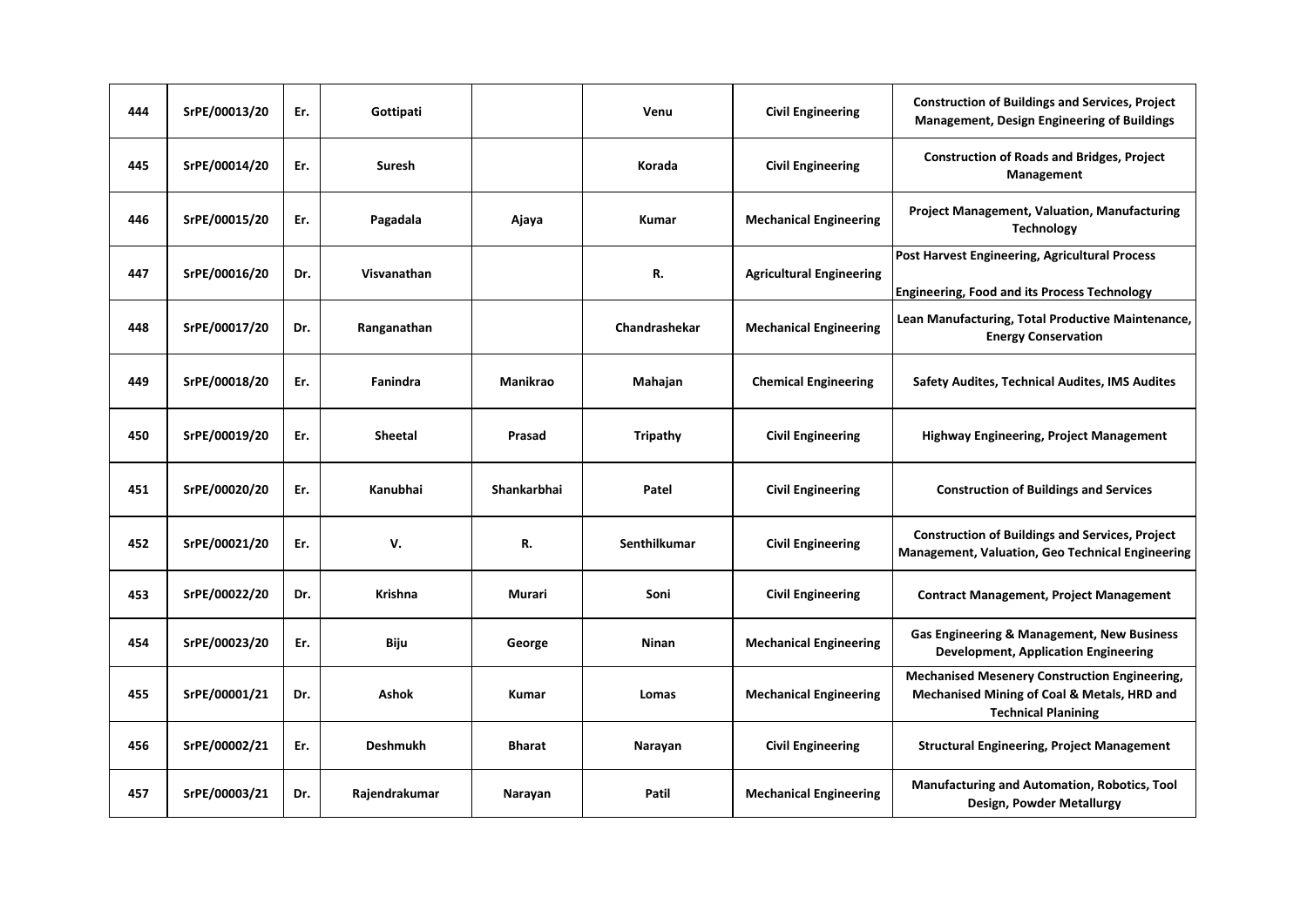| 444 | SrPE/00013/20 | Er. | Gottipati | | Venu | Civil Engineering | Construction of Buildings and Services, Project Management, Design Engineering of Buildings |
|---|---|---|---|---|---|---|---|
| 445 | SrPE/00014/20 | Er. | Suresh | | Korada | Civil Engineering | Construction of Roads and Bridges, Project Management |
| 446 | SrPE/00015/20 | Er. | Pagadala | Ajaya | Kumar | Mechanical Engineering | Project Management, Valuation, Manufacturing Technology |
| 447 | SrPE/00016/20 | Dr. | Visvanathan | | R. | Agricultural Engineering | Post Harvest Engineering, Agricultural Process Engineering, Food and its Process Technology |
| 448 | SrPE/00017/20 | Dr. | Ranganathan | | Chandrashekar | Mechanical Engineering | Lean Manufacturing, Total Productive Maintenance, Energy Conservation |
| 449 | SrPE/00018/20 | Er. | Fanindra | Manikrao | Mahajan | Chemical Engineering | Safety Audites, Technical Audites, IMS Audites |
| 450 | SrPE/00019/20 | Er. | Sheetal | Prasad | Tripathy | Civil Engineering | Highway Engineering, Project Management |
| 451 | SrPE/00020/20 | Er. | Kanubhai | Shankarbhai | Patel | Civil Engineering | Construction of Buildings and Services |
| 452 | SrPE/00021/20 | Er. | V. | R. | Senthilkumar | Civil Engineering | Construction of Buildings and Services, Project Management, Valuation, Geo Technical Engineering |
| 453 | SrPE/00022/20 | Dr. | Krishna | Murari | Soni | Civil Engineering | Contract Management, Project Management |
| 454 | SrPE/00023/20 | Er. | Biju | George | Ninan | Mechanical Engineering | Gas Engineering & Management, New Business Development, Application Engineering |
| 455 | SrPE/00001/21 | Dr. | Ashok | Kumar | Lomas | Mechanical Engineering | Mechanised Mesenery Construction Engineering, Mechanised Mining of Coal & Metals, HRD and Technical Planining |
| 456 | SrPE/00002/21 | Er. | Deshmukh | Bharat | Narayan | Civil Engineering | Structural Engineering, Project Management |
| 457 | SrPE/00003/21 | Dr. | Rajendrakumar | Narayan | Patil | Mechanical Engineering | Manufacturing and Automation, Robotics, Tool Design, Powder Metallurgy |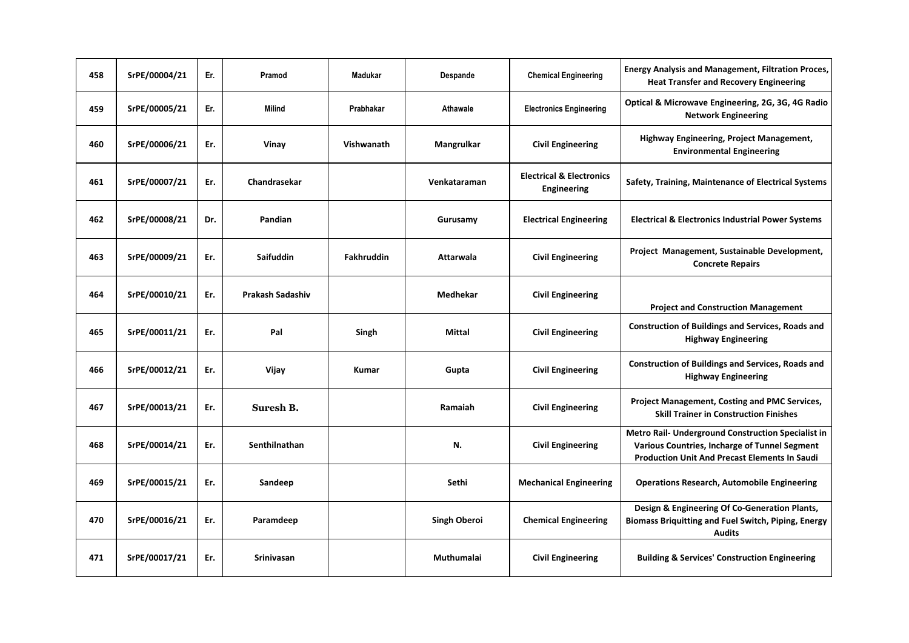| 458 | SrPE/00004/21 | Er. | Pramod | Madukar | Despande | Chemical Engineering | Energy Analysis and Management, Filtration Proces, Heat Transfer and Recovery Engineering |
|---|---|---|---|---|---|---|---|
| 459 | SrPE/00005/21 | Er. | Milind | Prabhakar | Athawale | Electronics Engineering | Optical & Microwave Engineering, 2G, 3G, 4G Radio Network Engineering |
| 460 | SrPE/00006/21 | Er. | Vinay | Vishwanath | Mangrulkar | Civil Engineering | Highway Engineering, Project Management, Environmental Engineering |
| 461 | SrPE/00007/21 | Er. | Chandrasekar | | Venkataraman | Electrical & Electronics Engineering | Safety, Training, Maintenance of Electrical Systems |
| 462 | SrPE/00008/21 | Dr. | Pandian | | Gurusamy | Electrical Engineering | Electrical & Electronics Industrial Power Systems |
| 463 | SrPE/00009/21 | Er. | Saifuddin | Fakhruddin | Attarwala | Civil Engineering | Project Management, Sustainable Development, Concrete Repairs |
| 464 | SrPE/00010/21 | Er. | Prakash Sadashiv | | Medhekar | Civil Engineering | Project and Construction Management |
| 465 | SrPE/00011/21 | Er. | Pal | Singh | Mittal | Civil Engineering | Construction of Buildings and Services, Roads and Highway Engineering |
| 466 | SrPE/00012/21 | Er. | Vijay | Kumar | Gupta | Civil Engineering | Construction of Buildings and Services, Roads and Highway Engineering |
| 467 | SrPE/00013/21 | Er. | Suresh B. | | Ramaiah | Civil Engineering | Project Management, Costing and PMC Services, Skill Trainer in Construction Finishes |
| 468 | SrPE/00014/21 | Er. | Senthilnathan | | N. | Civil Engineering | Metro Rail- Underground Construction Specialist in Various Countries, Incharge of Tunnel Segment Production Unit And Precast Elements In Saudi |
| 469 | SrPE/00015/21 | Er. | Sandeep | | Sethi | Mechanical Engineering | Operations Research, Automobile Engineering |
| 470 | SrPE/00016/21 | Er. | Paramdeep | | Singh Oberoi | Chemical Engineering | Design & Engineering Of Co-Generation Plants, Biomass Briquitting and Fuel Switch, Piping, Energy Audits |
| 471 | SrPE/00017/21 | Er. | Srinivasan | | Muthumalai | Civil Engineering | Building & Services' Construction Engineering |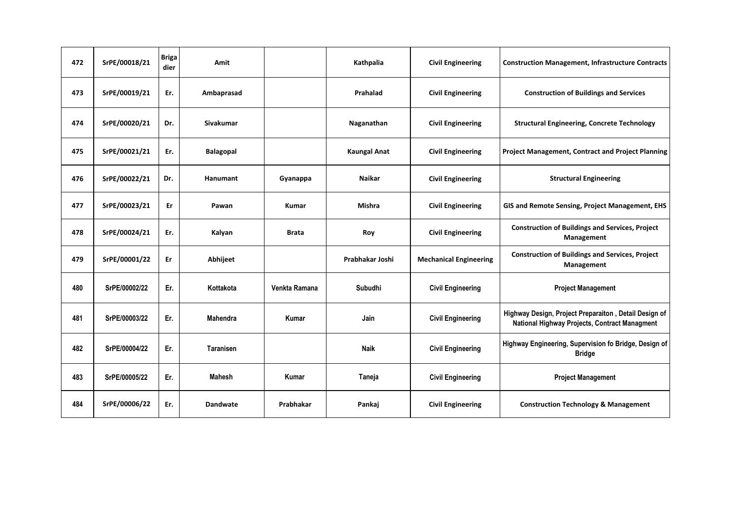| | | | | | | | |
|---|---|---|---|---|---|---|---|
| 472 | SrPE/00018/21 | Brigadier | Amit | | Kathpalia | Civil Engineering | Construction Management, Infrastructure Contracts |
| 473 | SrPE/00019/21 | Er. | Ambaprasad | | Prahalad | Civil Engineering | Construction of Buildings and Services |
| 474 | SrPE/00020/21 | Dr. | Sivakumar | | Naganathan | Civil Engineering | Structural Engineering, Concrete Technology |
| 475 | SrPE/00021/21 | Er. | Balagopal | | Kaungal Anat | Civil Engineering | Project Management, Contract and Project Planning |
| 476 | SrPE/00022/21 | Dr. | Hanumant | Gyanappa | Naikar | Civil Engineering | Structural Engineering |
| 477 | SrPE/00023/21 | Er | Pawan | Kumar | Mishra | Civil Engineering | GIS and Remote Sensing, Project Management, EHS |
| 478 | SrPE/00024/21 | Er. | Kalyan | Brata | Roy | Civil Engineering | Construction of Buildings and Services, Project Management |
| 479 | SrPE/00001/22 | Er | Abhijeet | | Prabhakar Joshi | Mechanical Engineering | Construction of Buildings and Services, Project Management |
| 480 | SrPE/00002/22 | Er. | Kottakota | Venkta Ramana | Subudhi | Civil Engineering | Project Management |
| 481 | SrPE/00003/22 | Er. | Mahendra | Kumar | Jain | Civil Engineering | Highway Design, Project Preparaiton , Detail Design of National Highway Projects, Contract Managment |
| 482 | SrPE/00004/22 | Er. | Taranisen | | Naik | Civil Engineering | Highway Engineering, Supervision fo Bridge, Design of Bridge |
| 483 | SrPE/00005/22 | Er. | Mahesh | Kumar | Taneja | Civil Engineering | Project Management |
| 484 | SrPE/00006/22 | Er. | Dandwate | Prabhakar | Pankaj | Civil Engineering | Construction Technology & Management |